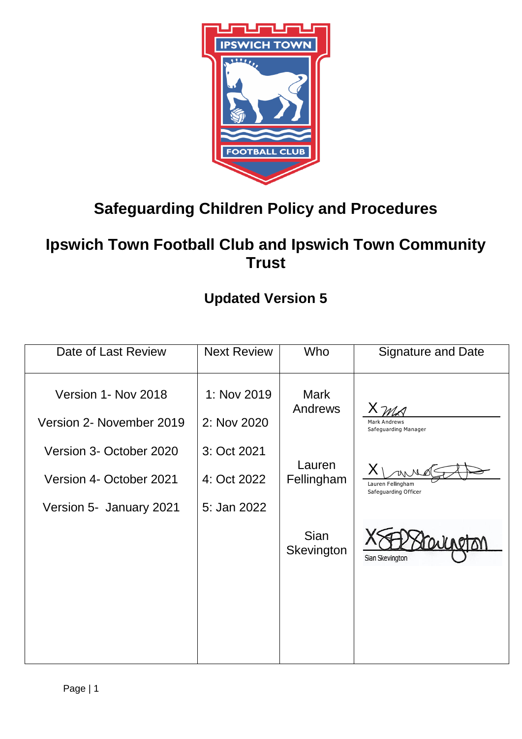# Safeguarding Children Policy and Procedures

## Ipswich Town Football Club and Ipswich Town Community Trust

### Updated Version 5

| Date of Last Review | Next Review | Who | Signature and Date |
|---|---|---|---|
| Version 1- Nov 2018<br>Version 2- November 2019<br>Version 3- October 2020<br>Version 4- October 2021<br>Version 5- January 2021 | 1: Nov 2019<br>2: Nov 2020<br>3: Oct 2021<br>4: Oct 2022<br>5: Jan 2022 | Mark Andrews<br><br>Lauren Fellingham<br><br>Sian Skevington | X Mark Andrews, Safeguarding Manager<br><br>X Lauren Fellingham, Safeguarding Officer<br><br>X Sian Skevington |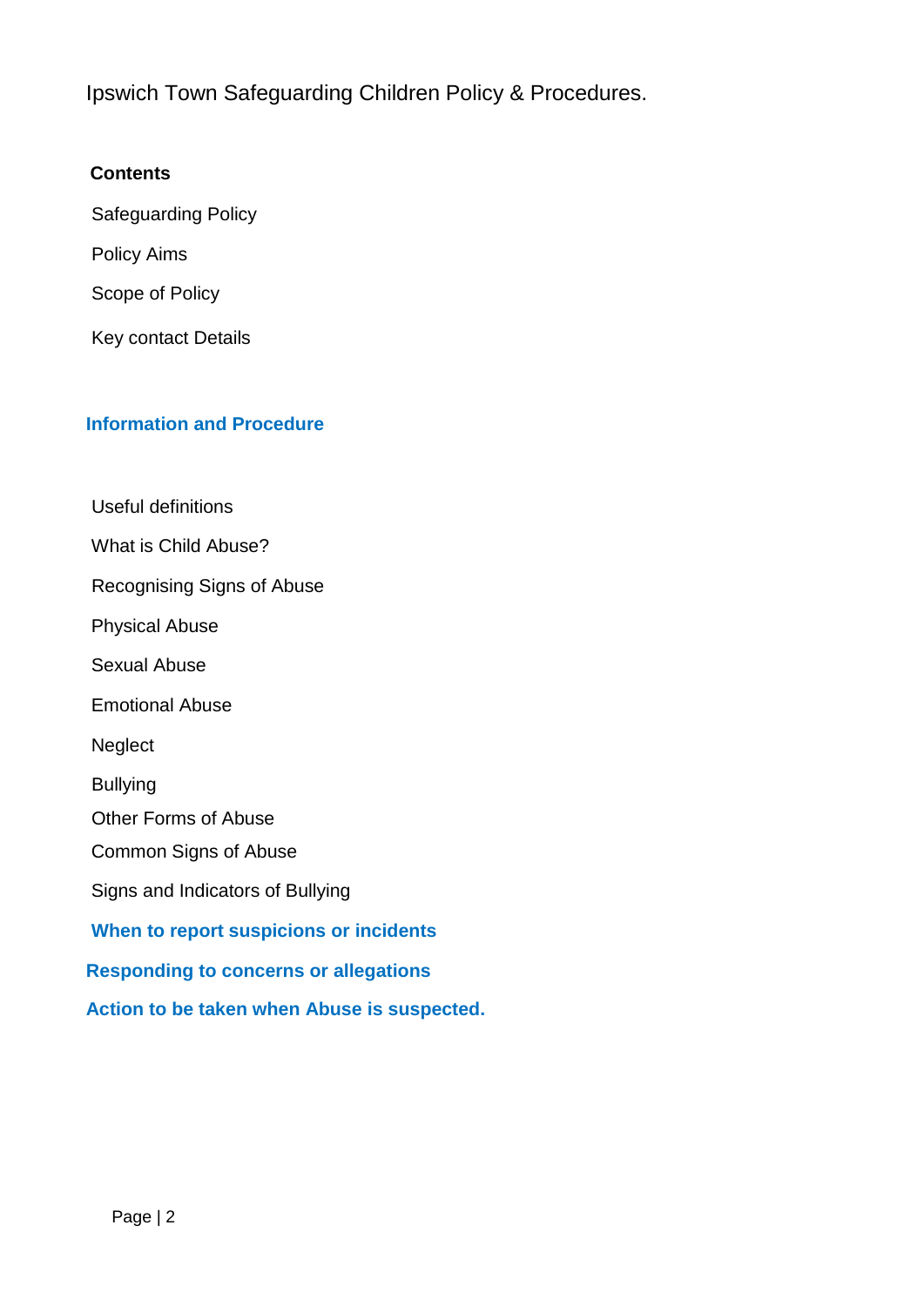Ipswich Town Safeguarding Children Policy & Procedures.

**Contents**

Safeguarding Policy

Policy Aims

Scope of Policy

Key contact Details

**Information and Procedure**

Useful definitions

What is Child Abuse?

Recognising Signs of Abuse

Physical Abuse

Sexual Abuse

Emotional Abuse

Neglect

Bullying

Other Forms of Abuse

Common Signs of Abuse

Signs and Indicators of Bullying

**When to report suspicions or incidents**

**Responding to concerns or allegations**

**Action to be taken when Abuse is suspected.**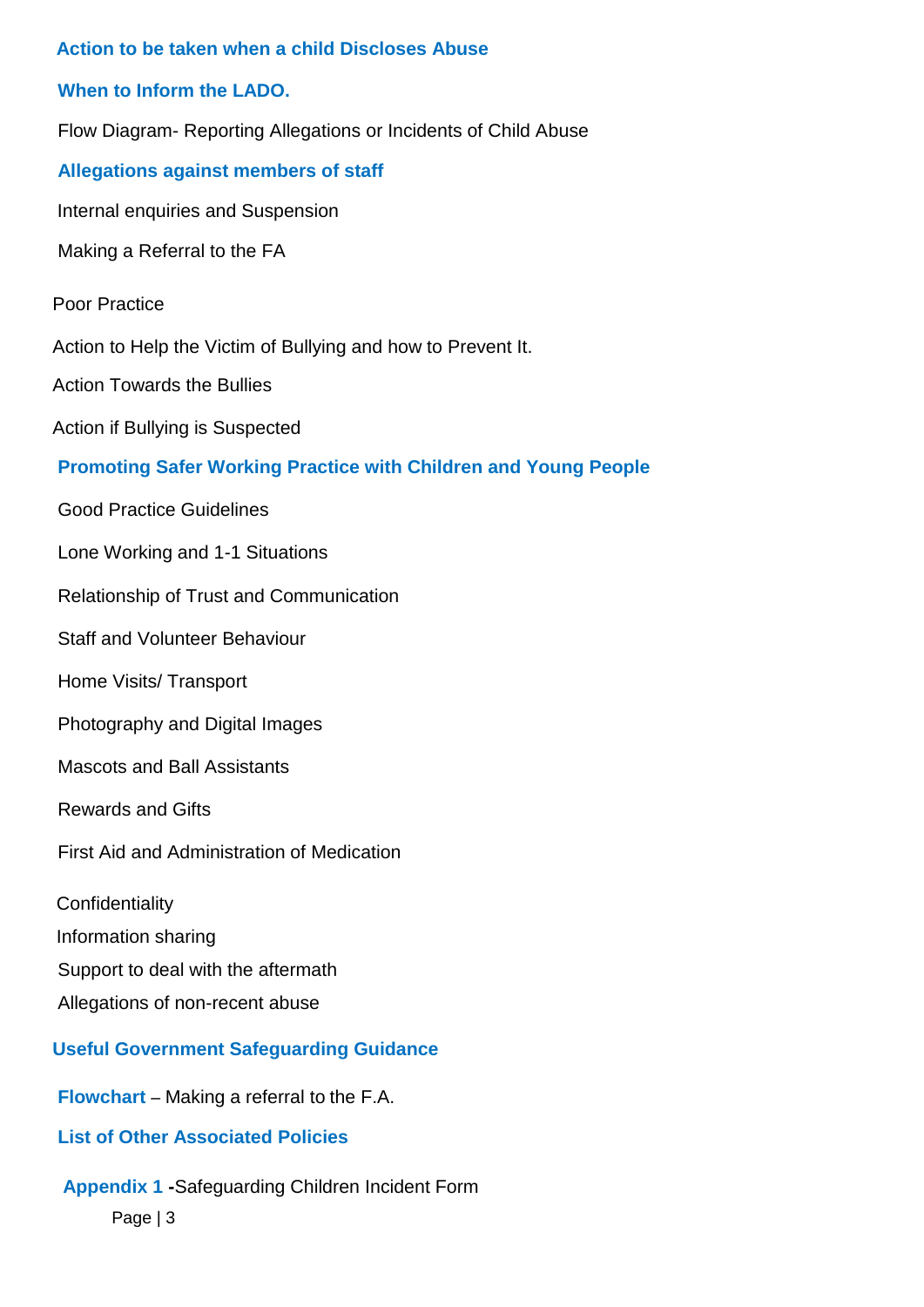**Action to be taken when a child Discloses Abuse**

**When to Inform the LADO.**

Flow Diagram- Reporting Allegations or Incidents of Child Abuse

**Allegations against members of staff**

Internal enquiries and Suspension

Making a Referral to the FA

Poor Practice

Action to Help the Victim of Bullying and how to Prevent It.

Action Towards the Bullies

Action if Bullying is Suspected

**Promoting Safer Working Practice with Children and Young People**

Good Practice Guidelines

Lone Working and 1-1 Situations

Relationship of Trust and Communication

Staff and Volunteer Behaviour

Home Visits/ Transport

Photography and Digital Images

Mascots and Ball Assistants

Rewards and Gifts

First Aid and Administration of Medication

Confidentiality

Information sharing

Support to deal with the aftermath

Allegations of non-recent abuse

**Useful Government Safeguarding Guidance**

**Flowchart** – Making a referral to the F.A.

**List of Other Associated Policies**

**Appendix 1** **-**Safeguarding Children Incident Form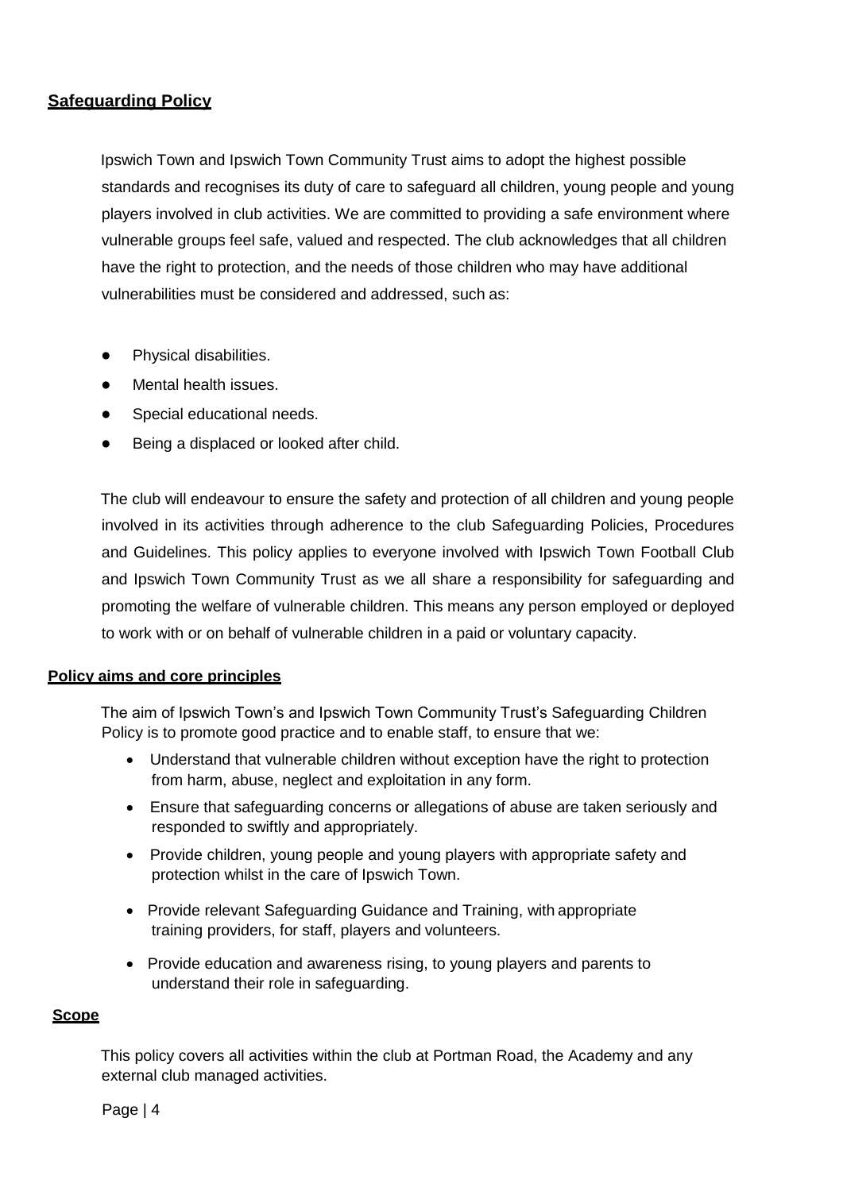## Safeguarding Policy

Ipswich Town and Ipswich Town Community Trust aims to adopt the highest possible standards and recognises its duty of care to safeguard all children, young people and young players involved in club activities. We are committed to providing a safe environment where vulnerable groups feel safe, valued and respected. The club acknowledges that all children have the right to protection, and the needs of those children who may have additional vulnerabilities must be considered and addressed, such as:

- Physical disabilities.
- Mental health issues.
- Special educational needs.
- Being a displaced or looked after child.

The club will endeavour to ensure the safety and protection of all children and young people involved in its activities through adherence to the club Safeguarding Policies, Procedures and Guidelines. This policy applies to everyone involved with Ipswich Town Football Club and Ipswich Town Community Trust as we all share a responsibility for safeguarding and promoting the welfare of vulnerable children. This means any person employed or deployed to work with or on behalf of vulnerable children in a paid or voluntary capacity.

### Policy aims and core principles

The aim of Ipswich Town's and Ipswich Town Community Trust's Safeguarding Children Policy is to promote good practice and to enable staff, to ensure that we:

- Understand that vulnerable children without exception have the right to protection from harm, abuse, neglect and exploitation in any form.
- Ensure that safeguarding concerns or allegations of abuse are taken seriously and responded to swiftly and appropriately.
- Provide children, young people and young players with appropriate safety and protection whilst in the care of Ipswich Town.
- Provide relevant Safeguarding Guidance and Training, with appropriate training providers, for staff, players and volunteers.
- Provide education and awareness rising, to young players and parents to understand their role in safeguarding.

### Scope

This policy covers all activities within the club at Portman Road, the Academy and any external club managed activities.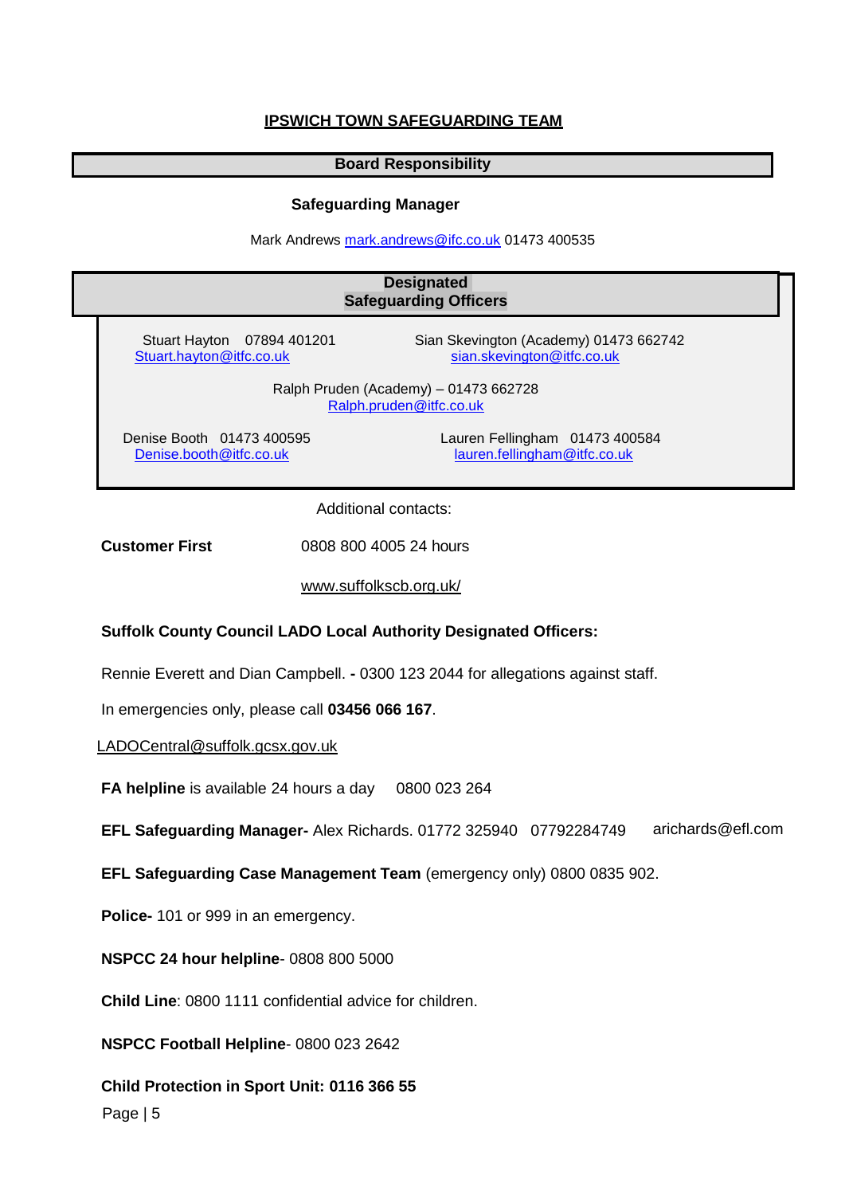## IPSWICH TOWN SAFEGUARDING TEAM

**Board Responsibility**

**Safeguarding Manager**

Mark Andrews mark.andrews@ifc.co.uk 01473 400535

**Designated Safeguarding Officers**

Stuart Hayton 07894 401201
Stuart.hayton@itfc.co.uk

Sian Skevington (Academy) 01473 662742
sian.skevington@itfc.co.uk

Ralph Pruden (Academy) – 01473 662728
Ralph.pruden@itfc.co.uk

Denise Booth 01473 400595
Denise.booth@itfc.co.uk

Lauren Fellingham 01473 400584
lauren.fellingham@itfc.co.uk

Additional contacts:

**Customer First** 0808 800 4005 24 hours

www.suffolkscb.org.uk/

**Suffolk County Council LADO Local Authority Designated Officers:**

Rennie Everett and Dian Campbell. **-** 0300 123 2044 for allegations against staff.

In emergencies only, please call **03456 066 167**.

LADOCentral@suffolk.gcsx.gov.uk

**FA helpline** is available 24 hours a day 0800 023 264

**EFL Safeguarding Manager-** Alex Richards. 01772 325940 07792284749 arichards@efl.com

**EFL Safeguarding Case Management Team** (emergency only) 0800 0835 902.

**Police-** 101 or 999 in an emergency.

**NSPCC 24 hour helpline**- 0808 800 5000

**Child Line**: 0800 1111 confidential advice for children.

**NSPCC Football Helpline**- 0800 023 2642

**Child Protection in Sport Unit: 0116 366 55**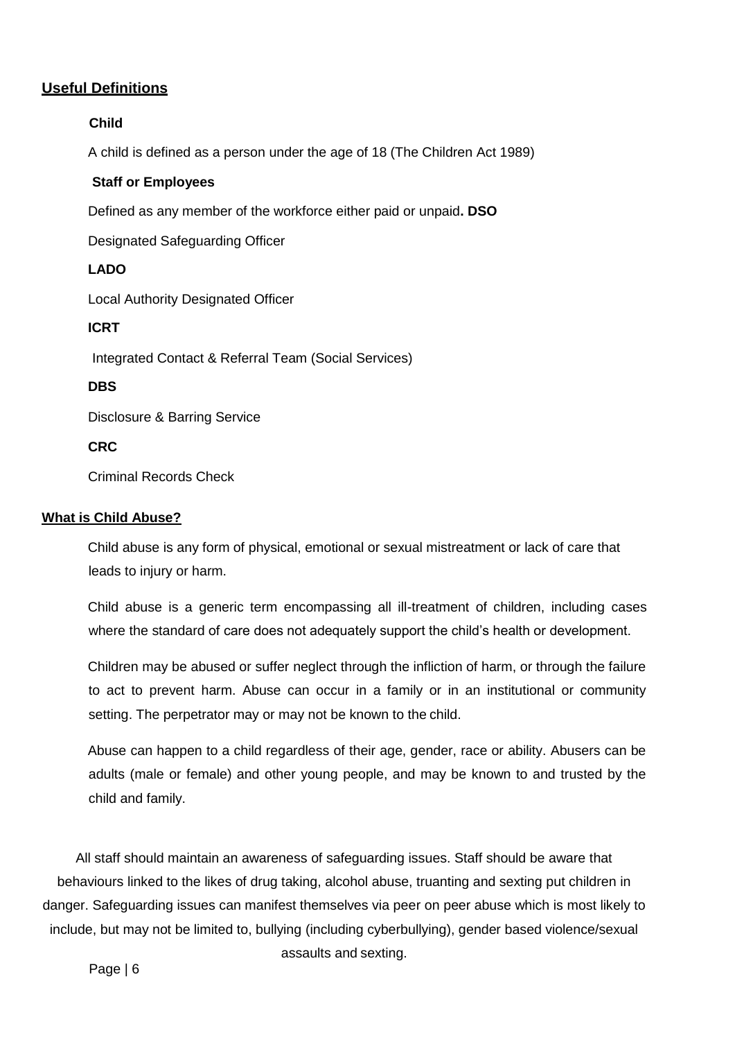## <u>Useful Definitions</u>

**Child**

A child is defined as a person under the age of 18 (The Children Act 1989)

**Staff or Employees**

Defined as any member of the workforce either paid or unpaid**. DSO**

Designated Safeguarding Officer

**LADO**

Local Authority Designated Officer

**ICRT**

Integrated Contact & Referral Team (Social Services)

**DBS**

Disclosure & Barring Service

**CRC**

Criminal Records Check

## <u>What is Child Abuse?</u>

Child abuse is any form of physical, emotional or sexual mistreatment or lack of care that leads to injury or harm.

Child abuse is a generic term encompassing all ill-treatment of children, including cases where the standard of care does not adequately support the child's health or development.

Children may be abused or suffer neglect through the infliction of harm, or through the failure to act to prevent harm. Abuse can occur in a family or in an institutional or community setting. The perpetrator may or may not be known to the child.

Abuse can happen to a child regardless of their age, gender, race or ability. Abusers can be adults (male or female) and other young people, and may be known to and trusted by the child and family.

All staff should maintain an awareness of safeguarding issues. Staff should be aware that behaviours linked to the likes of drug taking, alcohol abuse, truanting and sexting put children in danger. Safeguarding issues can manifest themselves via peer on peer abuse which is most likely to include, but may not be limited to, bullying (including cyberbullying), gender based violence/sexual assaults and sexting.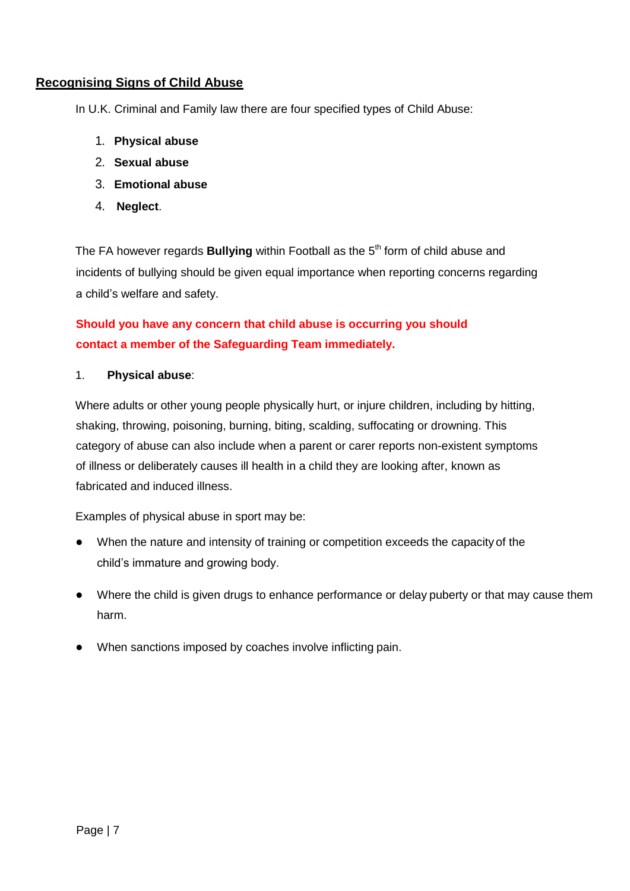## Recognising Signs of Child Abuse

In U.K. Criminal and Family law there are four specified types of Child Abuse:

1. **Physical abuse**
2. **Sexual abuse**
3. **Emotional abuse**
4. **Neglect**.

The FA however regards **Bullying** within Football as the 5th form of child abuse and incidents of bullying should be given equal importance when reporting concerns regarding a child's welfare and safety.

**Should you have any concern that child abuse is occurring you should contact a member of the Safeguarding Team immediately.**

1. **Physical abuse**:

Where adults or other young people physically hurt, or injure children, including by hitting, shaking, throwing, poisoning, burning, biting, scalding, suffocating or drowning. This category of abuse can also include when a parent or carer reports non-existent symptoms of illness or deliberately causes ill health in a child they are looking after, known as fabricated and induced illness.

Examples of physical abuse in sport may be:

- When the nature and intensity of training or competition exceeds the capacity of the child's immature and growing body.
- Where the child is given drugs to enhance performance or delay puberty or that may cause them harm.
- When sanctions imposed by coaches involve inflicting pain.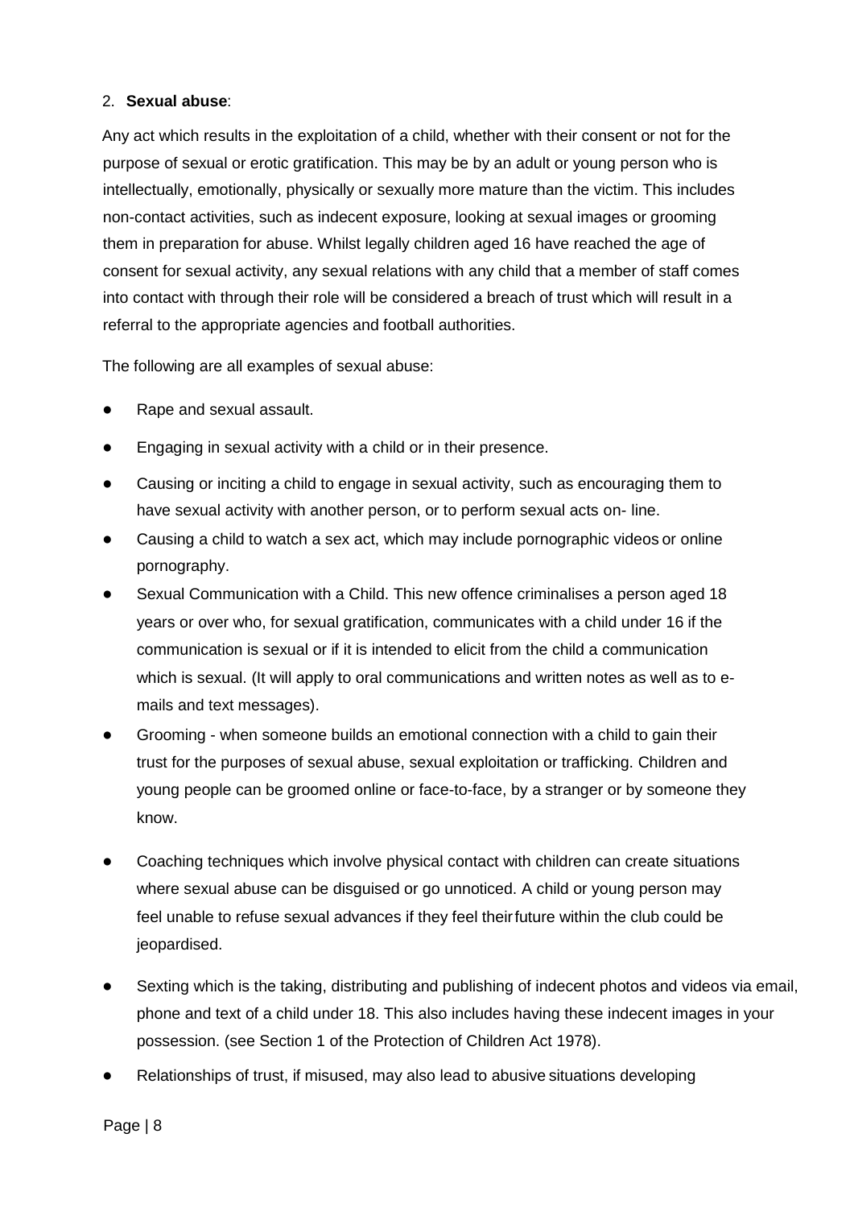2. **Sexual abuse**:

Any act which results in the exploitation of a child, whether with their consent or not for the purpose of sexual or erotic gratification. This may be by an adult or young person who is intellectually, emotionally, physically or sexually more mature than the victim. This includes non-contact activities, such as indecent exposure, looking at sexual images or grooming them in preparation for abuse. Whilst legally children aged 16 have reached the age of consent for sexual activity, any sexual relations with any child that a member of staff comes into contact with through their role will be considered a breach of trust which will result in a referral to the appropriate agencies and football authorities.

The following are all examples of sexual abuse:

- Rape and sexual assault.
- Engaging in sexual activity with a child or in their presence.
- Causing or inciting a child to engage in sexual activity, such as encouraging them to have sexual activity with another person, or to perform sexual acts on- line.
- Causing a child to watch a sex act, which may include pornographic videos or online pornography.
- Sexual Communication with a Child. This new offence criminalises a person aged 18 years or over who, for sexual gratification, communicates with a child under 16 if the communication is sexual or if it is intended to elicit from the child a communication which is sexual. (It will apply to oral communications and written notes as well as to e-mails and text messages).
- Grooming - when someone builds an emotional connection with a child to gain their trust for the purposes of sexual abuse, sexual exploitation or trafficking. Children and young people can be groomed online or face-to-face, by a stranger or by someone they know.
- Coaching techniques which involve physical contact with children can create situations where sexual abuse can be disguised or go unnoticed. A child or young person may feel unable to refuse sexual advances if they feel their future within the club could be jeopardised.
- Sexting which is the taking, distributing and publishing of indecent photos and videos via email, phone and text of a child under 18. This also includes having these indecent images in your possession. (see Section 1 of the Protection of Children Act 1978).
- Relationships of trust, if misused, may also lead to abusive situations developing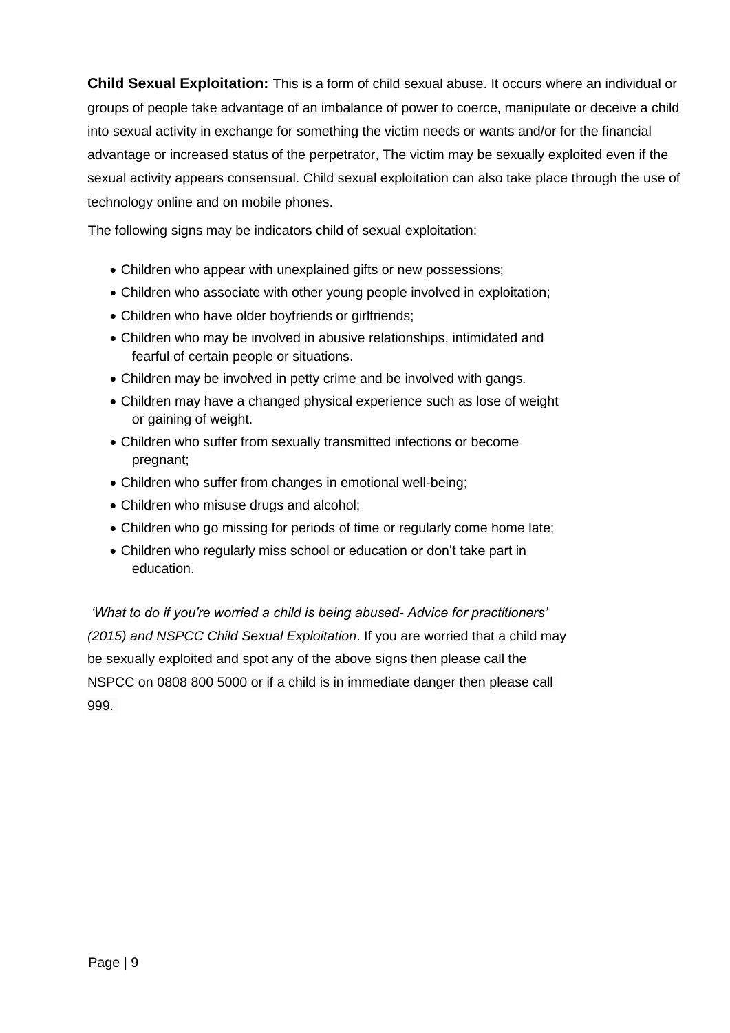**Child Sexual Exploitation:** This is a form of child sexual abuse. It occurs where an individual or groups of people take advantage of an imbalance of power to coerce, manipulate or deceive a child into sexual activity in exchange for something the victim needs or wants and/or for the financial advantage or increased status of the perpetrator, The victim may be sexually exploited even if the sexual activity appears consensual. Child sexual exploitation can also take place through the use of technology online and on mobile phones.

The following signs may be indicators child of sexual exploitation:

- Children who appear with unexplained gifts or new possessions;
- Children who associate with other young people involved in exploitation;
- Children who have older boyfriends or girlfriends;
- Children who may be involved in abusive relationships, intimidated and fearful of certain people or situations.
- Children may be involved in petty crime and be involved with gangs.
- Children may have a changed physical experience such as lose of weight or gaining of weight.
- Children who suffer from sexually transmitted infections or become pregnant;
- Children who suffer from changes in emotional well-being;
- Children who misuse drugs and alcohol;
- Children who go missing for periods of time or regularly come home late;
- Children who regularly miss school or education or don't take part in education.

*'What to do if you're worried a child is being abused- Advice for practitioners' (2015) and NSPCC Child Sexual Exploitation*. If you are worried that a child may be sexually exploited and spot any of the above signs then please call the NSPCC on 0808 800 5000 or if a child is in immediate danger then please call 999.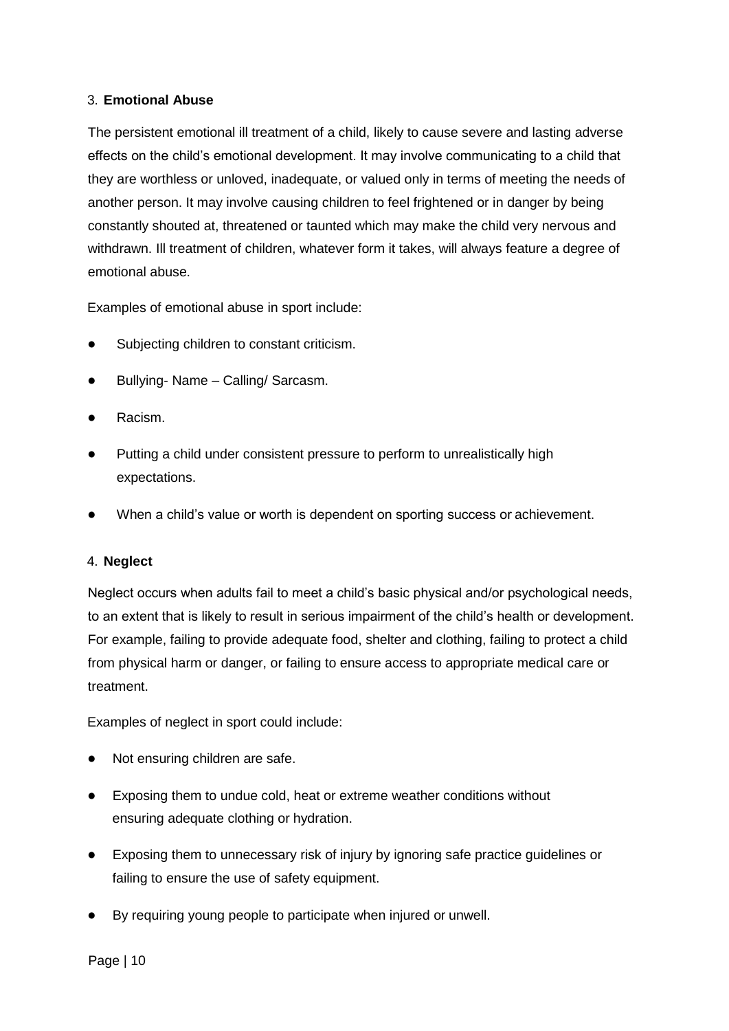### 3. **Emotional Abuse**

The persistent emotional ill treatment of a child, likely to cause severe and lasting adverse effects on the child's emotional development. It may involve communicating to a child that they are worthless or unloved, inadequate, or valued only in terms of meeting the needs of another person. It may involve causing children to feel frightened or in danger by being constantly shouted at, threatened or taunted which may make the child very nervous and withdrawn. Ill treatment of children, whatever form it takes, will always feature a degree of emotional abuse.

Examples of emotional abuse in sport include:

- Subjecting children to constant criticism.
- Bullying- Name – Calling/ Sarcasm.
- Racism.
- Putting a child under consistent pressure to perform to unrealistically high expectations.
- When a child's value or worth is dependent on sporting success or achievement.

### 4. **Neglect**

Neglect occurs when adults fail to meet a child's basic physical and/or psychological needs, to an extent that is likely to result in serious impairment of the child's health or development. For example, failing to provide adequate food, shelter and clothing, failing to protect a child from physical harm or danger, or failing to ensure access to appropriate medical care or treatment.

Examples of neglect in sport could include:

- Not ensuring children are safe.
- Exposing them to undue cold, heat or extreme weather conditions without ensuring adequate clothing or hydration.
- Exposing them to unnecessary risk of injury by ignoring safe practice guidelines or failing to ensure the use of safety equipment.
- By requiring young people to participate when injured or unwell.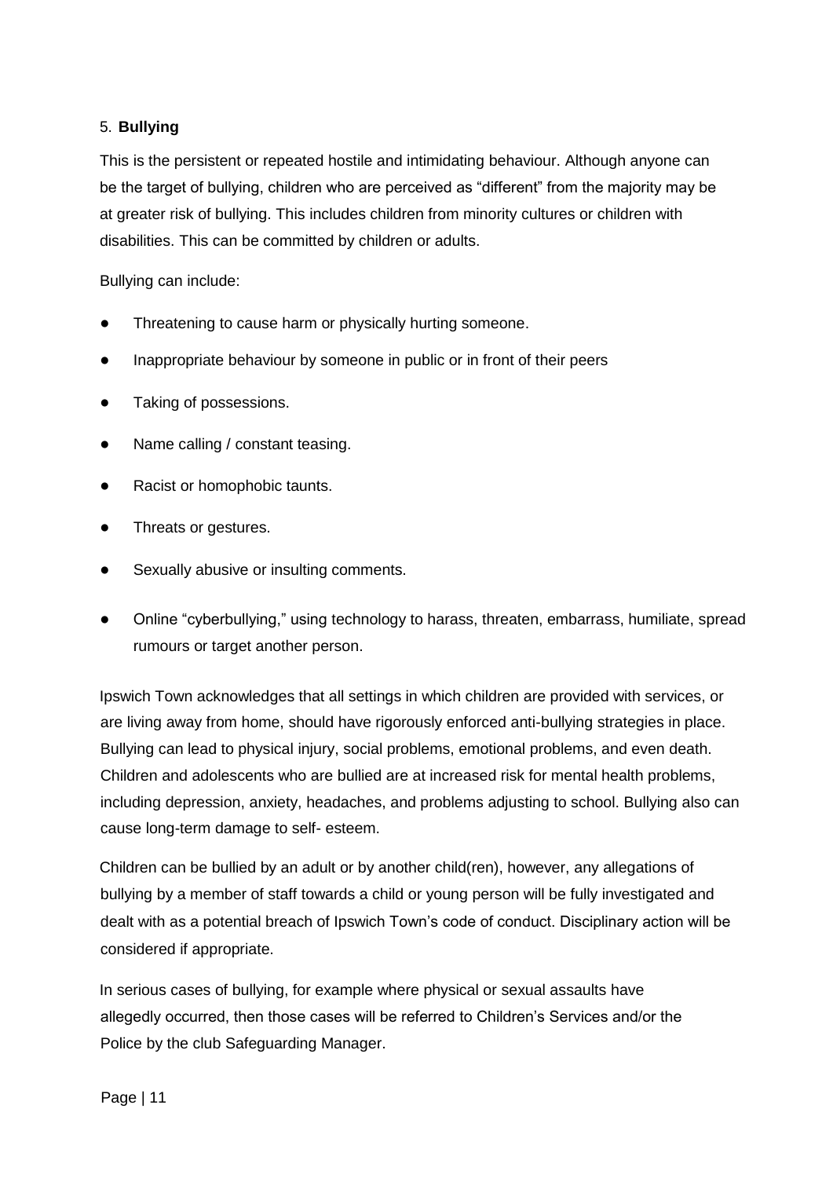## 5. **Bullying**

This is the persistent or repeated hostile and intimidating behaviour. Although anyone can be the target of bullying, children who are perceived as "different" from the majority may be at greater risk of bullying. This includes children from minority cultures or children with disabilities. This can be committed by children or adults.

Bullying can include:

- Threatening to cause harm or physically hurting someone.
- Inappropriate behaviour by someone in public or in front of their peers
- Taking of possessions.
- Name calling / constant teasing.
- Racist or homophobic taunts.
- Threats or gestures.
- Sexually abusive or insulting comments.
- Online "cyberbullying," using technology to harass, threaten, embarrass, humiliate, spread rumours or target another person.

Ipswich Town acknowledges that all settings in which children are provided with services, or are living away from home, should have rigorously enforced anti-bullying strategies in place. Bullying can lead to physical injury, social problems, emotional problems, and even death. Children and adolescents who are bullied are at increased risk for mental health problems, including depression, anxiety, headaches, and problems adjusting to school. Bullying also can cause long-term damage to self- esteem.

Children can be bullied by an adult or by another child(ren), however, any allegations of bullying by a member of staff towards a child or young person will be fully investigated and dealt with as a potential breach of Ipswich Town's code of conduct. Disciplinary action will be considered if appropriate.

In serious cases of bullying, for example where physical or sexual assaults have allegedly occurred, then those cases will be referred to Children's Services and/or the Police by the club Safeguarding Manager.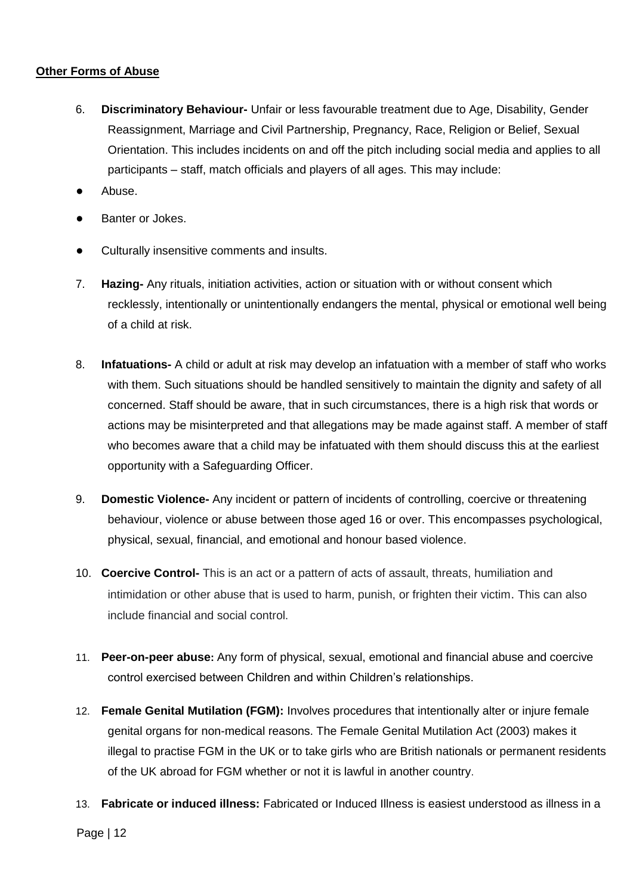**Other Forms of Abuse**

6. **Discriminatory Behaviour-** Unfair or less favourable treatment due to Age, Disability, Gender Reassignment, Marriage and Civil Partnership, Pregnancy, Race, Religion or Belief, Sexual Orientation. This includes incidents on and off the pitch including social media and applies to all participants – staff, match officials and players of all ages. This may include:

- Abuse.
- Banter or Jokes.
- Culturally insensitive comments and insults.

7. **Hazing-** Any rituals, initiation activities, action or situation with or without consent which recklessly, intentionally or unintentionally endangers the mental, physical or emotional well being of a child at risk.

8. **Infatuations-** A child or adult at risk may develop an infatuation with a member of staff who works with them. Such situations should be handled sensitively to maintain the dignity and safety of all concerned. Staff should be aware, that in such circumstances, there is a high risk that words or actions may be misinterpreted and that allegations may be made against staff. A member of staff who becomes aware that a child may be infatuated with them should discuss this at the earliest opportunity with a Safeguarding Officer.

9. **Domestic Violence-** Any incident or pattern of incidents of controlling, coercive or threatening behaviour, violence or abuse between those aged 16 or over. This encompasses psychological, physical, sexual, financial, and emotional and honour based violence.

10. **Coercive Control-** This is an act or a pattern of acts of assault, threats, humiliation and intimidation or other abuse that is used to harm, punish, or frighten their victim. This can also include financial and social control.

11. **Peer-on-peer abuse:** Any form of physical, sexual, emotional and financial abuse and coercive control exercised between Children and within Children's relationships.

12. **Female Genital Mutilation (FGM):** Involves procedures that intentionally alter or injure female genital organs for non-medical reasons. The Female Genital Mutilation Act (2003) makes it illegal to practise FGM in the UK or to take girls who are British nationals or permanent residents of the UK abroad for FGM whether or not it is lawful in another country.

13. **Fabricate or induced illness:** Fabricated or Induced Illness is easiest understood as illness in a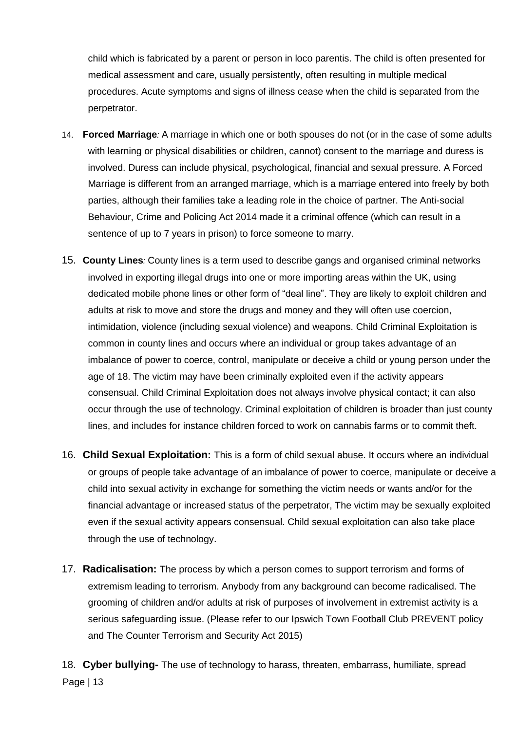child which is fabricated by a parent or person in loco parentis. The child is often presented for medical assessment and care, usually persistently, often resulting in multiple medical procedures. Acute symptoms and signs of illness cease when the child is separated from the perpetrator.

14. **Forced Marriage***:* A marriage in which one or both spouses do not (or in the case of some adults with learning or physical disabilities or children, cannot) consent to the marriage and duress is involved. Duress can include physical, psychological, financial and sexual pressure. A Forced Marriage is different from an arranged marriage, which is a marriage entered into freely by both parties, although their families take a leading role in the choice of partner. The Anti-social Behaviour, Crime and Policing Act 2014 made it a criminal offence (which can result in a sentence of up to 7 years in prison) to force someone to marry.

15. **County Lines***:* County lines is a term used to describe gangs and organised criminal networks involved in exporting illegal drugs into one or more importing areas within the UK, using dedicated mobile phone lines or other form of "deal line". They are likely to exploit children and adults at risk to move and store the drugs and money and they will often use coercion, intimidation, violence (including sexual violence) and weapons. Child Criminal Exploitation is common in county lines and occurs where an individual or group takes advantage of an imbalance of power to coerce, control, manipulate or deceive a child or young person under the age of 18. The victim may have been criminally exploited even if the activity appears consensual. Child Criminal Exploitation does not always involve physical contact; it can also occur through the use of technology. Criminal exploitation of children is broader than just county lines, and includes for instance children forced to work on cannabis farms or to commit theft.

16. **Child Sexual Exploitation:** This is a form of child sexual abuse. It occurs where an individual or groups of people take advantage of an imbalance of power to coerce, manipulate or deceive a child into sexual activity in exchange for something the victim needs or wants and/or for the financial advantage or increased status of the perpetrator, The victim may be sexually exploited even if the sexual activity appears consensual. Child sexual exploitation can also take place through the use of technology.

17. **Radicalisation:** The process by which a person comes to support terrorism and forms of extremism leading to terrorism. Anybody from any background can become radicalised. The grooming of children and/or adults at risk of purposes of involvement in extremist activity is a serious safeguarding issue. (Please refer to our Ipswich Town Football Club PREVENT policy and The Counter Terrorism and Security Act 2015)

18. **Cyber bullying-** The use of technology to harass, threaten, embarrass, humiliate, spread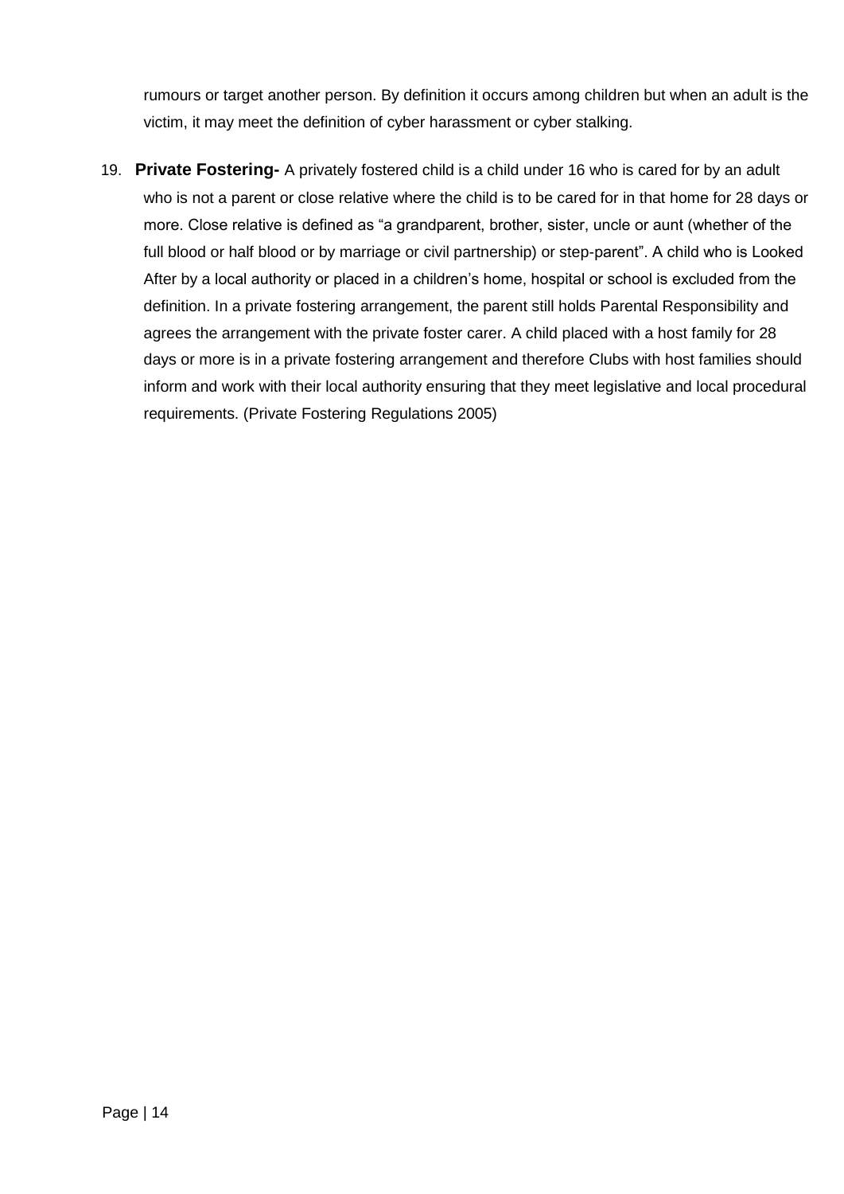rumours or target another person. By definition it occurs among children but when an adult is the victim, it may meet the definition of cyber harassment or cyber stalking.

19. **Private Fostering-** A privately fostered child is a child under 16 who is cared for by an adult who is not a parent or close relative where the child is to be cared for in that home for 28 days or more. Close relative is defined as "a grandparent, brother, sister, uncle or aunt (whether of the full blood or half blood or by marriage or civil partnership) or step-parent". A child who is Looked After by a local authority or placed in a children's home, hospital or school is excluded from the definition. In a private fostering arrangement, the parent still holds Parental Responsibility and agrees the arrangement with the private foster carer. A child placed with a host family for 28 days or more is in a private fostering arrangement and therefore Clubs with host families should inform and work with their local authority ensuring that they meet legislative and local procedural requirements. (Private Fostering Regulations 2005)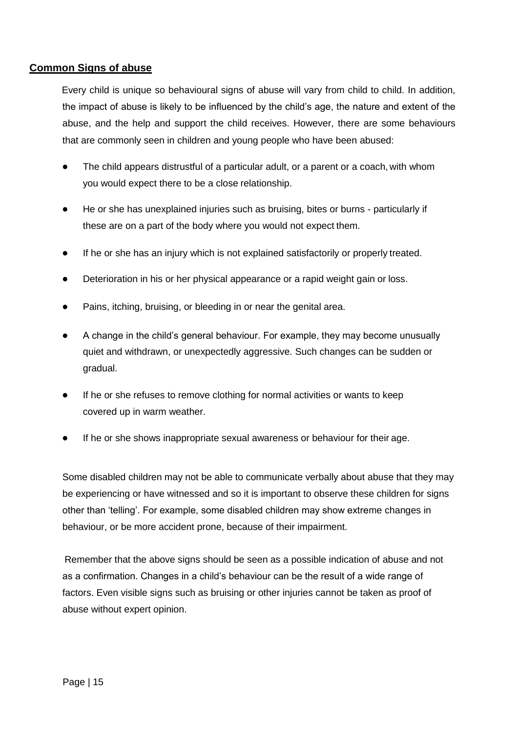## **Common Signs of abuse**

Every child is unique so behavioural signs of abuse will vary from child to child. In addition, the impact of abuse is likely to be influenced by the child's age, the nature and extent of the abuse, and the help and support the child receives. However, there are some behaviours that are commonly seen in children and young people who have been abused:

- The child appears distrustful of a particular adult, or a parent or a coach, with whom you would expect there to be a close relationship.
- He or she has unexplained injuries such as bruising, bites or burns - particularly if these are on a part of the body where you would not expect them.
- If he or she has an injury which is not explained satisfactorily or properly treated.
- Deterioration in his or her physical appearance or a rapid weight gain or loss.
- Pains, itching, bruising, or bleeding in or near the genital area.
- A change in the child's general behaviour. For example, they may become unusually quiet and withdrawn, or unexpectedly aggressive. Such changes can be sudden or gradual.
- If he or she refuses to remove clothing for normal activities or wants to keep covered up in warm weather.
- If he or she shows inappropriate sexual awareness or behaviour for their age.

Some disabled children may not be able to communicate verbally about abuse that they may be experiencing or have witnessed and so it is important to observe these children for signs other than 'telling'. For example, some disabled children may show extreme changes in behaviour, or be more accident prone, because of their impairment.

Remember that the above signs should be seen as a possible indication of abuse and not as a confirmation. Changes in a child's behaviour can be the result of a wide range of factors. Even visible signs such as bruising or other injuries cannot be taken as proof of abuse without expert opinion.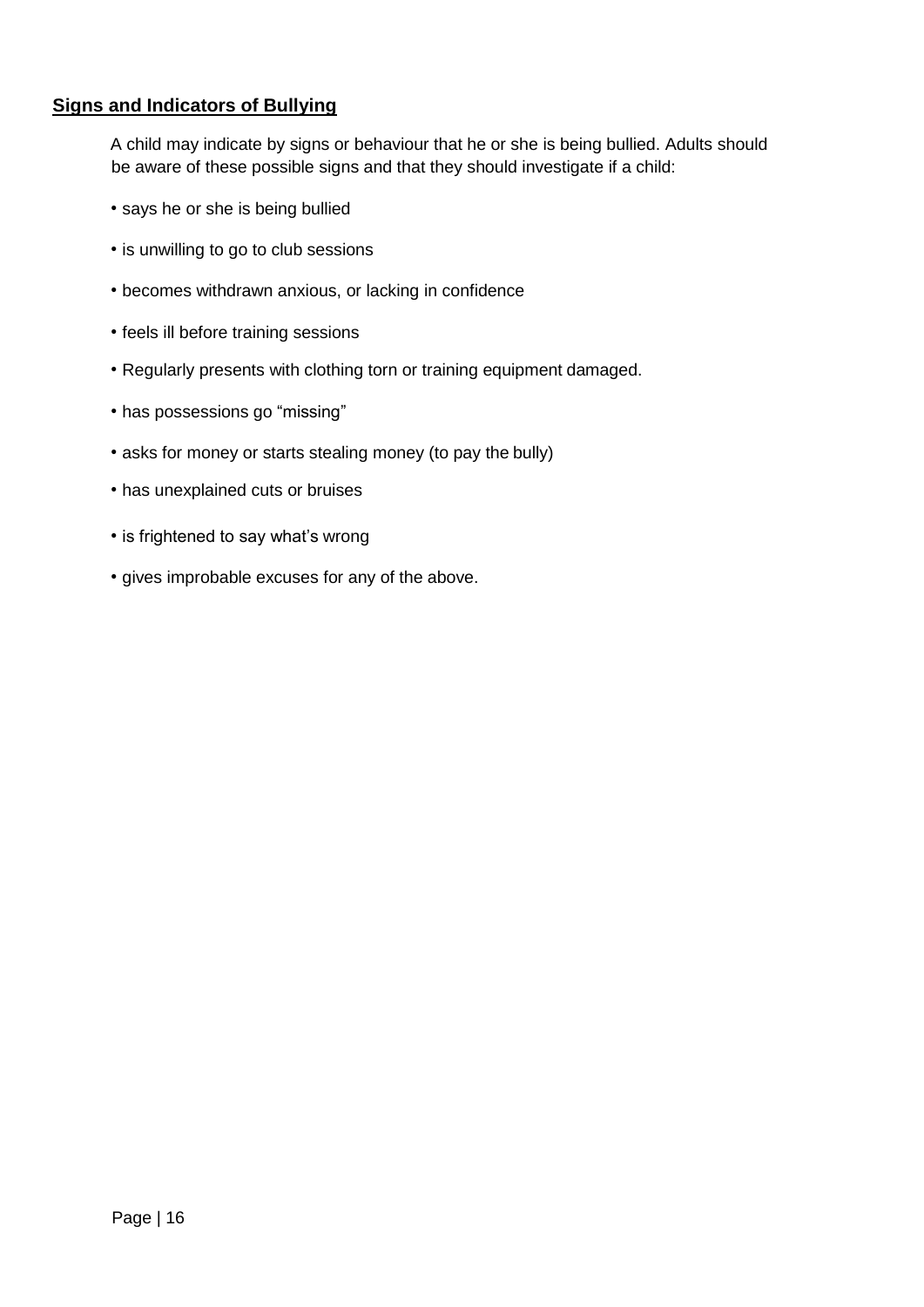## **Signs and Indicators of Bullying**

A child may indicate by signs or behaviour that he or she is being bullied. Adults should be aware of these possible signs and that they should investigate if a child:

- says he or she is being bullied
- is unwilling to go to club sessions
- becomes withdrawn anxious, or lacking in confidence
- feels ill before training sessions
- Regularly presents with clothing torn or training equipment damaged.
- has possessions go “missing”
- asks for money or starts stealing money (to pay the bully)
- has unexplained cuts or bruises
- is frightened to say what’s wrong
- gives improbable excuses for any of the above.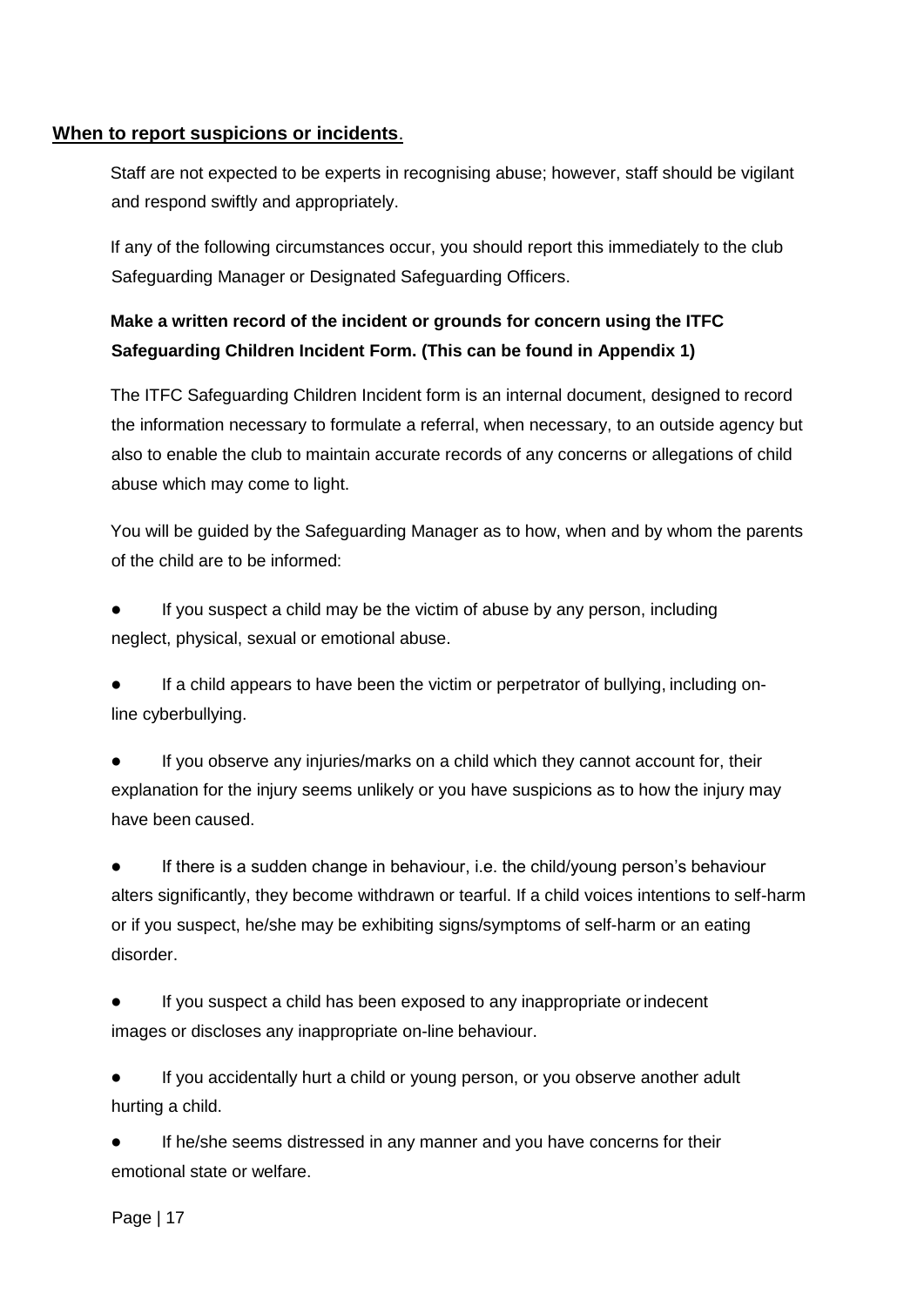## When to report suspicions or incidents.

Staff are not expected to be experts in recognising abuse; however, staff should be vigilant and respond swiftly and appropriately.

If any of the following circumstances occur, you should report this immediately to the club Safeguarding Manager or Designated Safeguarding Officers.

**Make a written record of the incident or grounds for concern using the ITFC Safeguarding Children Incident Form. (This can be found in Appendix 1)**

The ITFC Safeguarding Children Incident form is an internal document, designed to record the information necessary to formulate a referral, when necessary, to an outside agency but also to enable the club to maintain accurate records of any concerns or allegations of child abuse which may come to light.

You will be guided by the Safeguarding Manager as to how, when and by whom the parents of the child are to be informed:

- If you suspect a child may be the victim of abuse by any person, including neglect, physical, sexual or emotional abuse.
- If a child appears to have been the victim or perpetrator of bullying, including on-line cyberbullying.
- If you observe any injuries/marks on a child which they cannot account for, their explanation for the injury seems unlikely or you have suspicions as to how the injury may have been caused.
- If there is a sudden change in behaviour, i.e. the child/young person's behaviour alters significantly, they become withdrawn or tearful. If a child voices intentions to self-harm or if you suspect, he/she may be exhibiting signs/symptoms of self-harm or an eating disorder.
- If you suspect a child has been exposed to any inappropriate or indecent images or discloses any inappropriate on-line behaviour.
- If you accidentally hurt a child or young person, or you observe another adult hurting a child.
- If he/she seems distressed in any manner and you have concerns for their emotional state or welfare.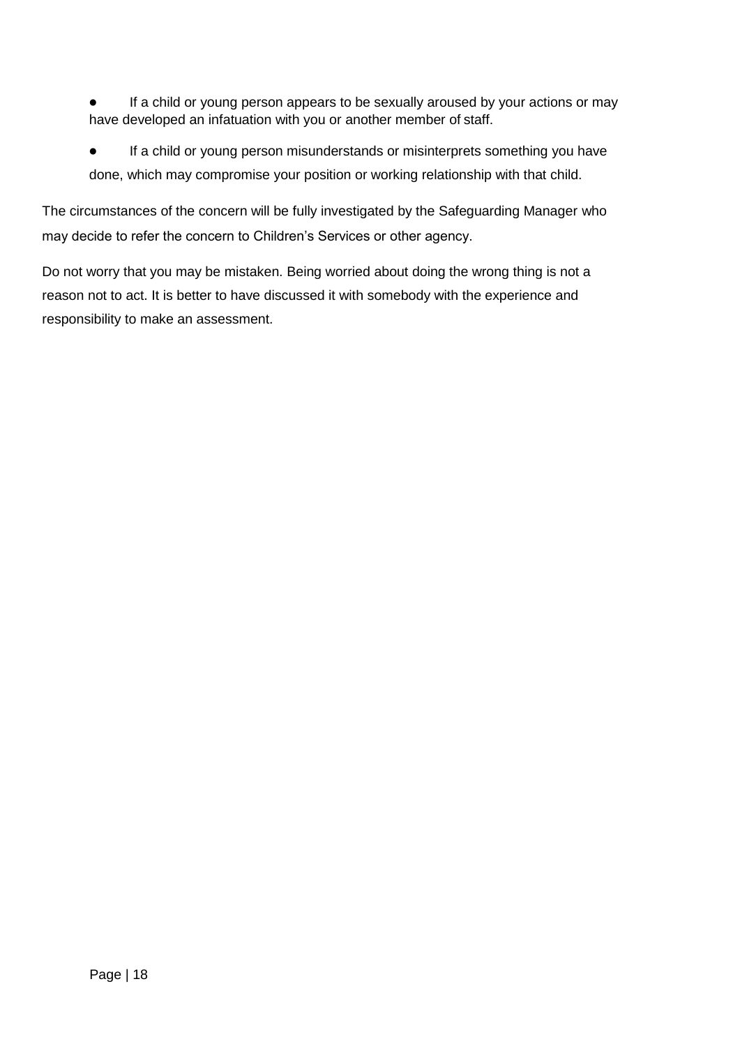- If a child or young person appears to be sexually aroused by your actions or may have developed an infatuation with you or another member of staff.
- If a child or young person misunderstands or misinterprets something you have done, which may compromise your position or working relationship with that child.

The circumstances of the concern will be fully investigated by the Safeguarding Manager who may decide to refer the concern to Children's Services or other agency.

Do not worry that you may be mistaken. Being worried about doing the wrong thing is not a reason not to act. It is better to have discussed it with somebody with the experience and responsibility to make an assessment.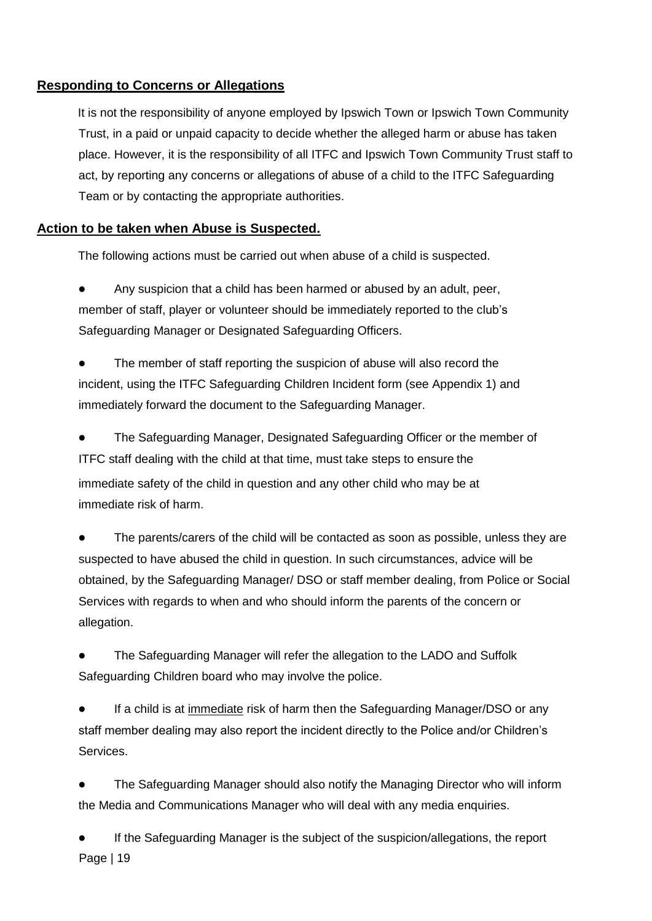## Responding to Concerns or Allegations

It is not the responsibility of anyone employed by Ipswich Town or Ipswich Town Community Trust, in a paid or unpaid capacity to decide whether the alleged harm or abuse has taken place. However, it is the responsibility of all ITFC and Ipswich Town Community Trust staff to act, by reporting any concerns or allegations of abuse of a child to the ITFC Safeguarding Team or by contacting the appropriate authorities.

## Action to be taken when Abuse is Suspected.

The following actions must be carried out when abuse of a child is suspected.

- Any suspicion that a child has been harmed or abused by an adult, peer, member of staff, player or volunteer should be immediately reported to the club's Safeguarding Manager or Designated Safeguarding Officers.
- The member of staff reporting the suspicion of abuse will also record the incident, using the ITFC Safeguarding Children Incident form (see Appendix 1) and immediately forward the document to the Safeguarding Manager.
- The Safeguarding Manager, Designated Safeguarding Officer or the member of ITFC staff dealing with the child at that time, must take steps to ensure the immediate safety of the child in question and any other child who may be at immediate risk of harm.
- The parents/carers of the child will be contacted as soon as possible, unless they are suspected to have abused the child in question. In such circumstances, advice will be obtained, by the Safeguarding Manager/ DSO or staff member dealing, from Police or Social Services with regards to when and who should inform the parents of the concern or allegation.
- The Safeguarding Manager will refer the allegation to the LADO and Suffolk Safeguarding Children board who may involve the police.
- If a child is at <u>immediate</u> risk of harm then the Safeguarding Manager/DSO or any staff member dealing may also report the incident directly to the Police and/or Children's Services.
- The Safeguarding Manager should also notify the Managing Director who will inform the Media and Communications Manager who will deal with any media enquiries.
- If the Safeguarding Manager is the subject of the suspicion/allegations, the report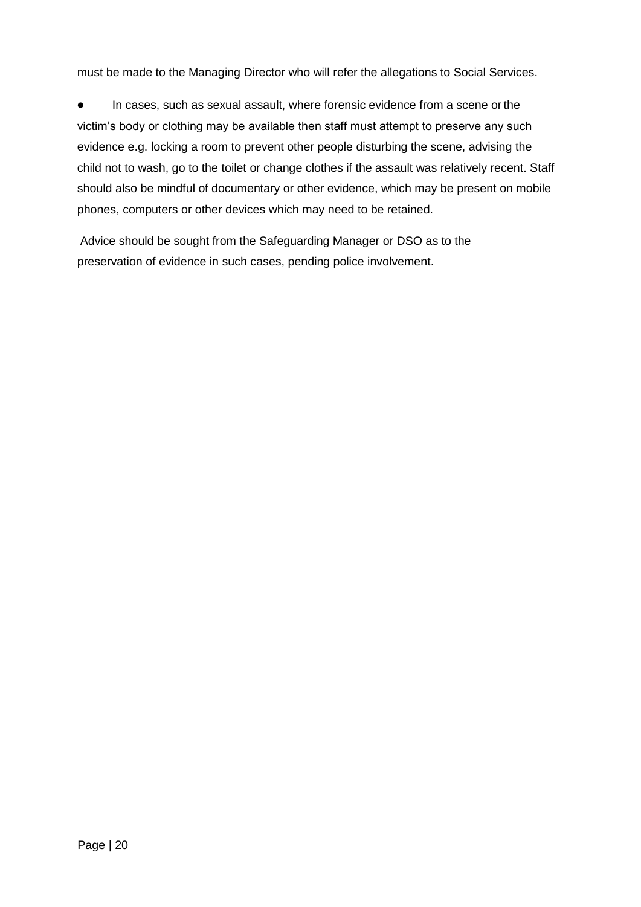must be made to the Managing Director who will refer the allegations to Social Services.

- In cases, such as sexual assault, where forensic evidence from a scene or the victim's body or clothing may be available then staff must attempt to preserve any such evidence e.g. locking a room to prevent other people disturbing the scene, advising the child not to wash, go to the toilet or change clothes if the assault was relatively recent. Staff should also be mindful of documentary or other evidence, which may be present on mobile phones, computers or other devices which may need to be retained.

Advice should be sought from the Safeguarding Manager or DSO as to the preservation of evidence in such cases, pending police involvement.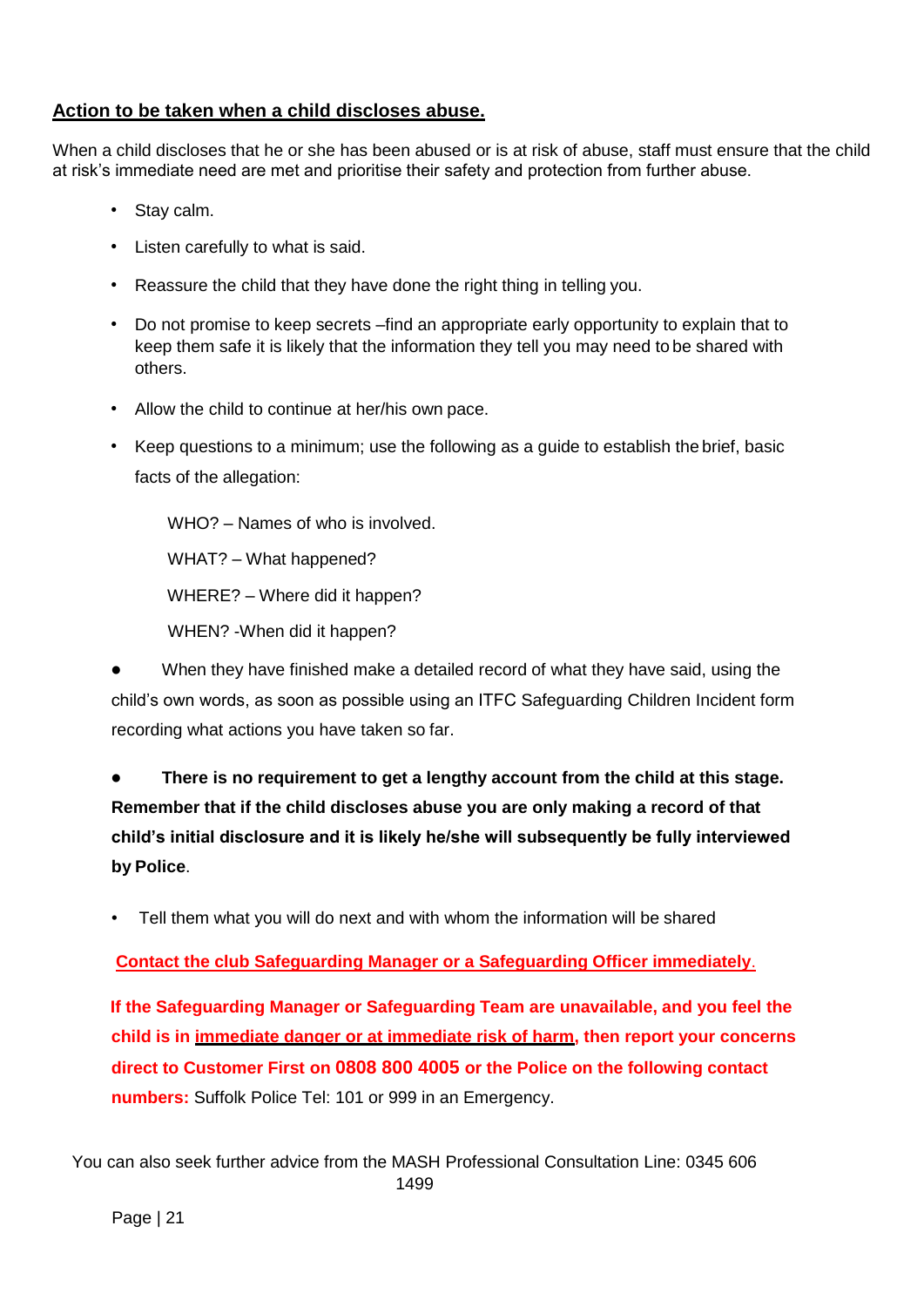## <u>Action to be taken when a child discloses abuse.</u>

When a child discloses that he or she has been abused or is at risk of abuse, staff must ensure that the child at risk's immediate need are met and prioritise their safety and protection from further abuse.

- Stay calm.
- Listen carefully to what is said.
- Reassure the child that they have done the right thing in telling you.
- Do not promise to keep secrets –find an appropriate early opportunity to explain that to keep them safe it is likely that the information they tell you may need to be shared with others.
- Allow the child to continue at her/his own pace.
- Keep questions to a minimum; use the following as a guide to establish the brief, basic facts of the allegation:

  WHO? – Names of who is involved.

  WHAT? – What happened?

  WHERE? – Where did it happen?

  WHEN? -When did it happen?

- When they have finished make a detailed record of what they have said, using the child's own words, as soon as possible using an ITFC Safeguarding Children Incident form recording what actions you have taken so far.

- **There is no requirement to get a lengthy account from the child at this stage. Remember that if the child discloses abuse you are only making a record of that child's initial disclosure and it is likely he/she will subsequently be fully interviewed by Police**.

- Tell them what you will do next and with whom the information will be shared

**<u>Contact the club Safeguarding Manager or a Safeguarding Officer immediately</u>**.

**If the Safeguarding Manager or Safeguarding Team are unavailable, and you feel the child is in <u>immediate danger or at immediate risk of harm</u>, then report your concerns direct to Customer First on 0808 800 4005 or the Police on the following contact numbers:** Suffolk Police Tel: 101 or 999 in an Emergency.

You can also seek further advice from the MASH Professional Consultation Line: 0345 606 1499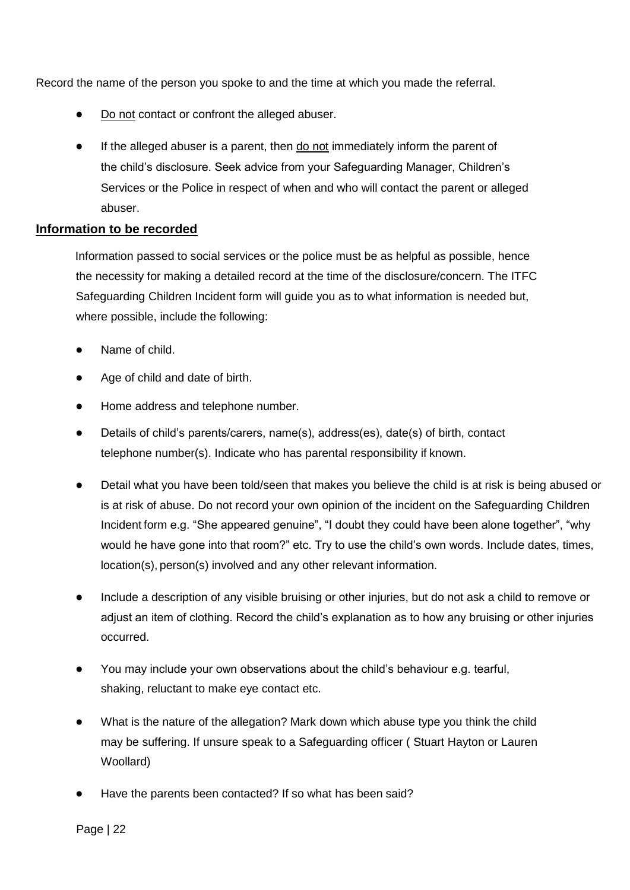Record the name of the person you spoke to and the time at which you made the referral.

- <u>Do not</u> contact or confront the alleged abuser.
- If the alleged abuser is a parent, then <u>do not</u> immediately inform the parent of the child's disclosure. Seek advice from your Safeguarding Manager, Children's Services or the Police in respect of when and who will contact the parent or alleged abuser.

## Information to be recorded

Information passed to social services or the police must be as helpful as possible, hence the necessity for making a detailed record at the time of the disclosure/concern. The ITFC Safeguarding Children Incident form will guide you as to what information is needed but, where possible, include the following:

- Name of child.
- Age of child and date of birth.
- Home address and telephone number.
- Details of child's parents/carers, name(s), address(es), date(s) of birth, contact telephone number(s). Indicate who has parental responsibility if known.
- Detail what you have been told/seen that makes you believe the child is at risk is being abused or is at risk of abuse. Do not record your own opinion of the incident on the Safeguarding Children Incident form e.g. "She appeared genuine", "I doubt they could have been alone together", "why would he have gone into that room?" etc. Try to use the child's own words. Include dates, times, location(s), person(s) involved and any other relevant information.
- Include a description of any visible bruising or other injuries, but do not ask a child to remove or adjust an item of clothing. Record the child's explanation as to how any bruising or other injuries occurred.
- You may include your own observations about the child's behaviour e.g. tearful, shaking, reluctant to make eye contact etc.
- What is the nature of the allegation? Mark down which abuse type you think the child may be suffering. If unsure speak to a Safeguarding officer ( Stuart Hayton or Lauren Woollard)
- Have the parents been contacted? If so what has been said?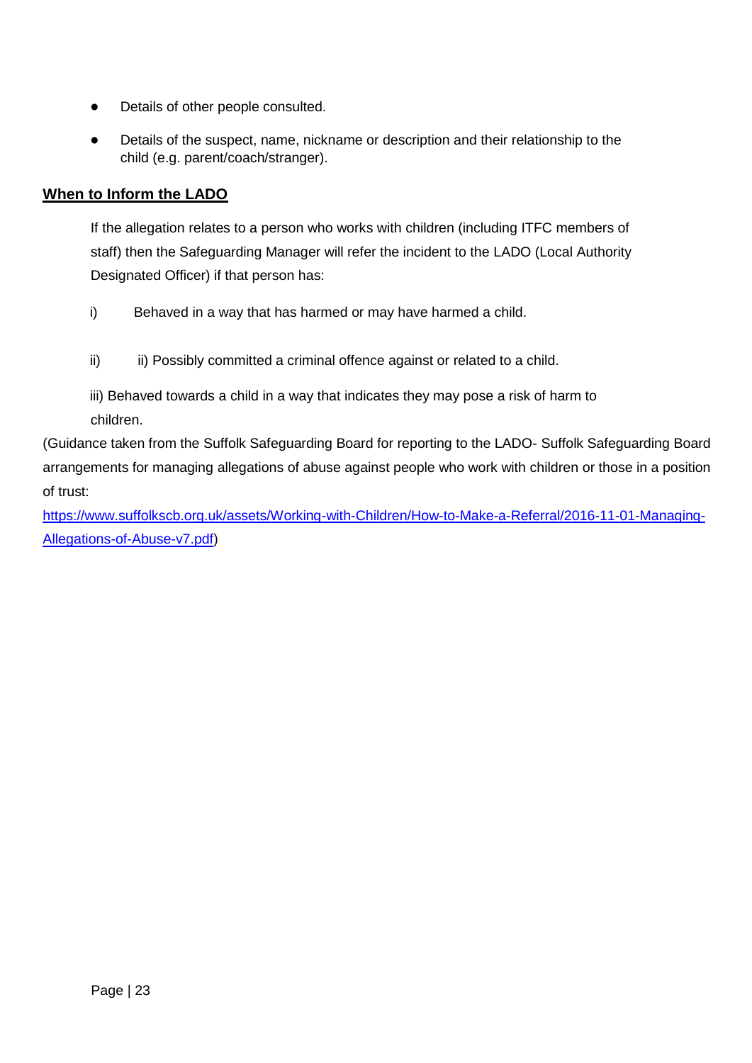- Details of other people consulted.
- Details of the suspect, name, nickname or description and their relationship to the child (e.g. parent/coach/stranger).

## When to Inform the LADO

If the allegation relates to a person who works with children (including ITFC members of staff) then the Safeguarding Manager will refer the incident to the LADO (Local Authority Designated Officer) if that person has:

i) Behaved in a way that has harmed or may have harmed a child.

ii) ii) Possibly committed a criminal offence against or related to a child.

iii) Behaved towards a child in a way that indicates they may pose a risk of harm to children.

(Guidance taken from the Suffolk Safeguarding Board for reporting to the LADO- Suffolk Safeguarding Board arrangements for managing allegations of abuse against people who work with children or those in a position of trust: [https://www.suffolkscb.org.uk/assets/Working-with-Children/How-to-Make-a-Referral/2016-11-01-Managing-Allegations-of-Abuse-v7.pdf](https://www.suffolkscb.org.uk/assets/Working-with-Children/How-to-Make-a-Referral/2016-11-01-Managing-Allegations-of-Abuse-v7.pdf))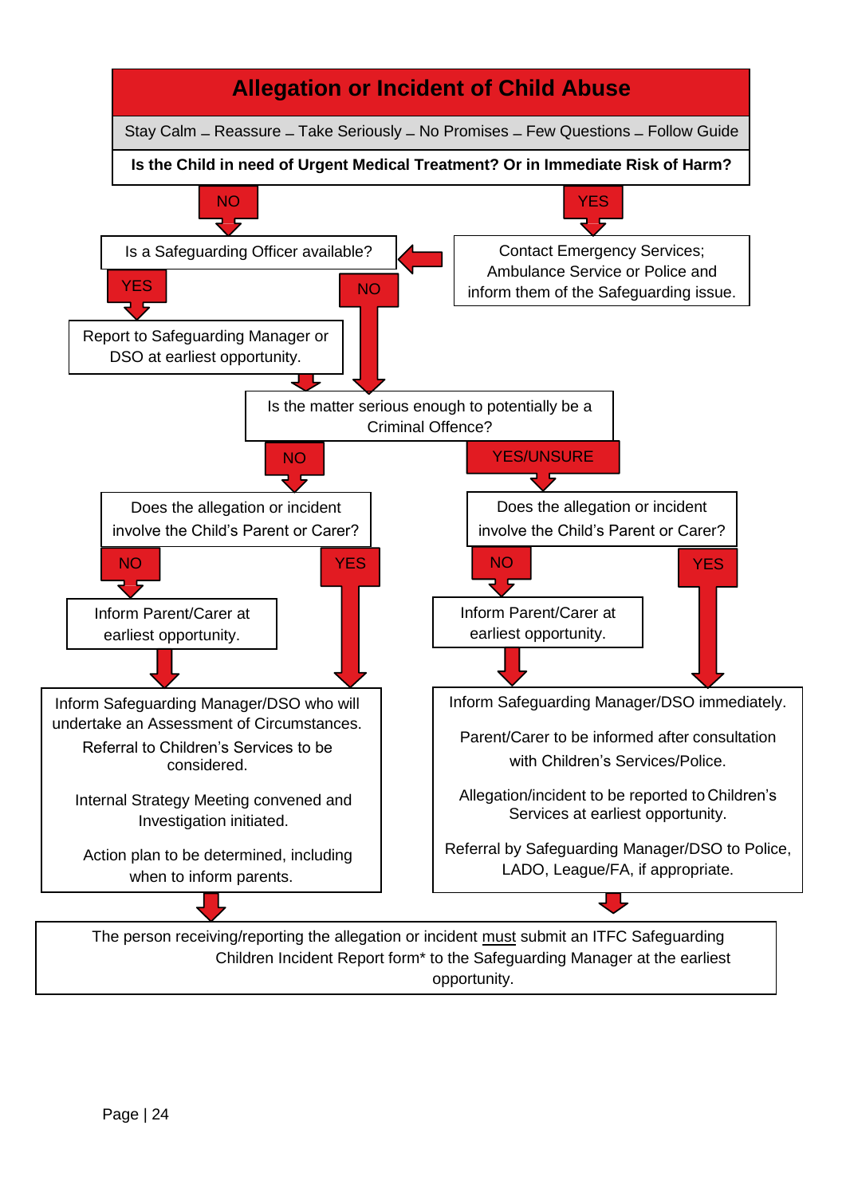# Allegation or Incident of Child Abuse

Stay Calm – Reassure – Take Seriously – No Promises – Few Questions – Follow Guide

**Is the Child in need of Urgent Medical Treatment? Or in Immediate Risk of Harm?**

- **YES** → Contact Emergency Services; Ambulance Service or Police and inform them of the Safeguarding issue. → Is a Safeguarding Officer available?
- **NO** → Is a Safeguarding Officer available?

**Is a Safeguarding Officer available?**

- **YES** → Report to Safeguarding Manager or DSO at earliest opportunity. → Is the matter serious enough to potentially be a Criminal Offence?
- **NO** → Is the matter serious enough to potentially be a Criminal Offence?

**Is the matter serious enough to potentially be a Criminal Offence?**

- **NO** → Does the allegation or incident involve the Child's Parent or Carer?
  - **NO** → Inform Parent/Carer at earliest opportunity. → (see below)
  - **YES** → (see below)

  Inform Safeguarding Manager/DSO who will undertake an Assessment of Circumstances.

  Referral to Children's Services to be considered.

  Internal Strategy Meeting convened and Investigation initiated.

  Action plan to be determined, including when to inform parents.

- **YES/UNSURE** → Does the allegation or incident involve the Child's Parent or Carer?
  - **NO** → Inform Parent/Carer at earliest opportunity. → (see below)
  - **YES** → (see below)

  Inform Safeguarding Manager/DSO immediately.

  Parent/Carer to be informed after consultation with Children's Services/Police.

  Allegation/incident to be reported to Children's Services at earliest opportunity.

  Referral by Safeguarding Manager/DSO to Police, LADO, League/FA, if appropriate.

The person receiving/reporting the allegation or incident must submit an ITFC Safeguarding Children Incident Report form* to the Safeguarding Manager at the earliest opportunity.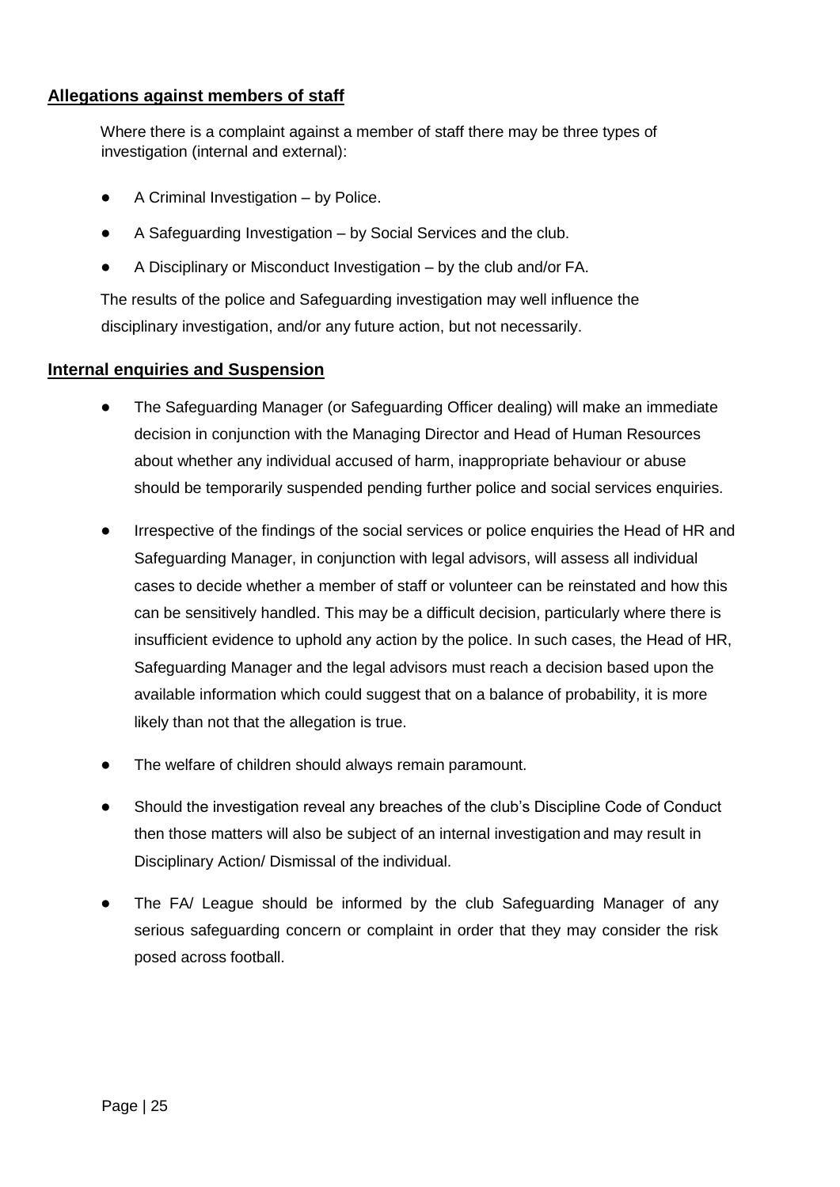## Allegations against members of staff

Where there is a complaint against a member of staff there may be three types of investigation (internal and external):

- A Criminal Investigation – by Police.
- A Safeguarding Investigation – by Social Services and the club.
- A Disciplinary or Misconduct Investigation – by the club and/or FA.

The results of the police and Safeguarding investigation may well influence the disciplinary investigation, and/or any future action, but not necessarily.

## Internal enquiries and Suspension

- The Safeguarding Manager (or Safeguarding Officer dealing) will make an immediate decision in conjunction with the Managing Director and Head of Human Resources about whether any individual accused of harm, inappropriate behaviour or abuse should be temporarily suspended pending further police and social services enquiries.
- Irrespective of the findings of the social services or police enquiries the Head of HR and Safeguarding Manager, in conjunction with legal advisors, will assess all individual cases to decide whether a member of staff or volunteer can be reinstated and how this can be sensitively handled. This may be a difficult decision, particularly where there is insufficient evidence to uphold any action by the police. In such cases, the Head of HR, Safeguarding Manager and the legal advisors must reach a decision based upon the available information which could suggest that on a balance of probability, it is more likely than not that the allegation is true.
- The welfare of children should always remain paramount.
- Should the investigation reveal any breaches of the club's Discipline Code of Conduct then those matters will also be subject of an internal investigation and may result in Disciplinary Action/ Dismissal of the individual.
- The FA/ League should be informed by the club Safeguarding Manager of any serious safeguarding concern or complaint in order that they may consider the risk posed across football.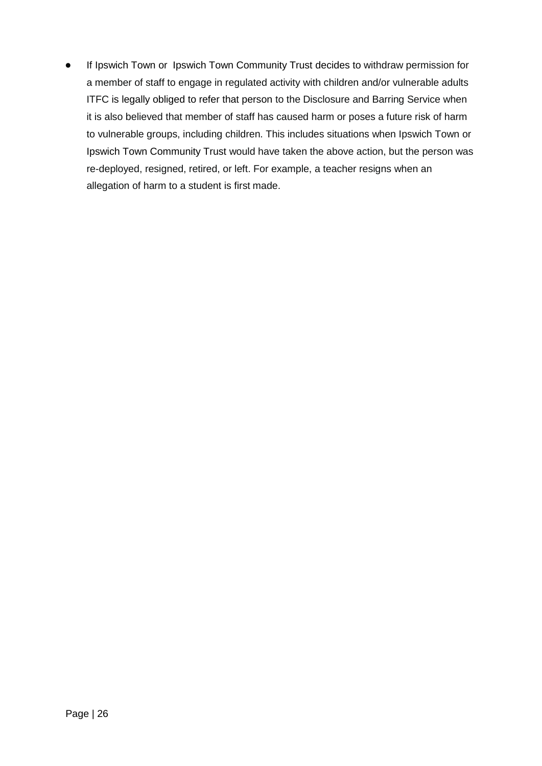- If Ipswich Town or Ipswich Town Community Trust decides to withdraw permission for a member of staff to engage in regulated activity with children and/or vulnerable adults ITFC is legally obliged to refer that person to the Disclosure and Barring Service when it is also believed that member of staff has caused harm or poses a future risk of harm to vulnerable groups, including children. This includes situations when Ipswich Town or Ipswich Town Community Trust would have taken the above action, but the person was re-deployed, resigned, retired, or left. For example, a teacher resigns when an allegation of harm to a student is first made.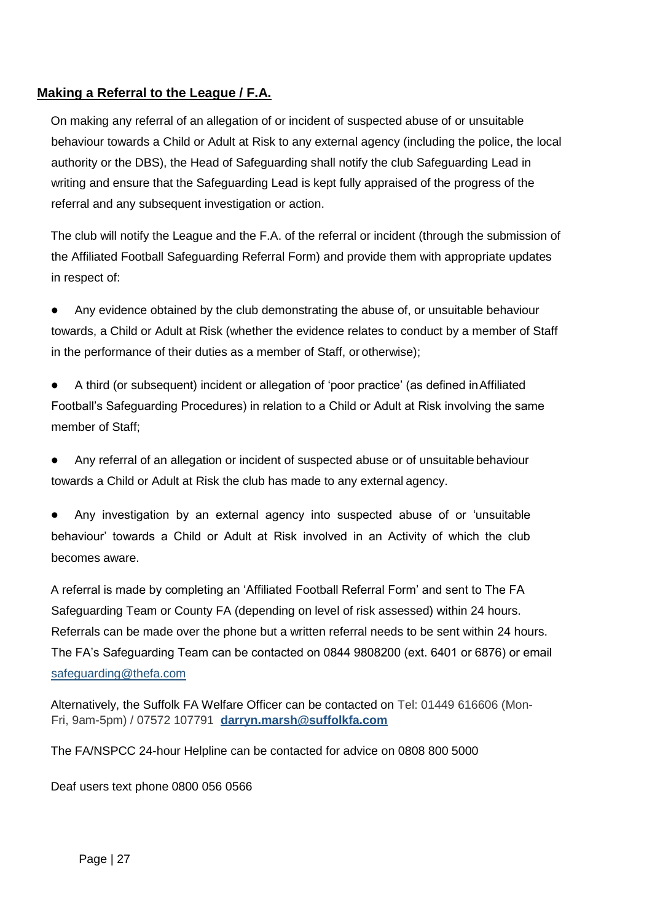## Making a Referral to the League / F.A.

On making any referral of an allegation of or incident of suspected abuse of or unsuitable behaviour towards a Child or Adult at Risk to any external agency (including the police, the local authority or the DBS), the Head of Safeguarding shall notify the club Safeguarding Lead in writing and ensure that the Safeguarding Lead is kept fully appraised of the progress of the referral and any subsequent investigation or action.

The club will notify the League and the F.A. of the referral or incident (through the submission of the Affiliated Football Safeguarding Referral Form) and provide them with appropriate updates in respect of:

- Any evidence obtained by the club demonstrating the abuse of, or unsuitable behaviour towards, a Child or Adult at Risk (whether the evidence relates to conduct by a member of Staff in the performance of their duties as a member of Staff, or otherwise);
- A third (or subsequent) incident or allegation of 'poor practice' (as defined in Affiliated Football's Safeguarding Procedures) in relation to a Child or Adult at Risk involving the same member of Staff;
- Any referral of an allegation or incident of suspected abuse or of unsuitable behaviour towards a Child or Adult at Risk the club has made to any external agency.
- Any investigation by an external agency into suspected abuse of or 'unsuitable behaviour' towards a Child or Adult at Risk involved in an Activity of which the club becomes aware.

A referral is made by completing an 'Affiliated Football Referral Form' and sent to The FA Safeguarding Team or County FA (depending on level of risk assessed) within 24 hours. Referrals can be made over the phone but a written referral needs to be sent within 24 hours. The FA's Safeguarding Team can be contacted on 0844 9808200 (ext. 6401 or 6876) or email safeguarding@thefa.com

Alternatively, the Suffolk FA Welfare Officer can be contacted on Tel: 01449 616606 (Mon-Fri, 9am-5pm) / 07572 107791 **darryn.marsh@suffolkfa.com**

The FA/NSPCC 24-hour Helpline can be contacted for advice on 0808 800 5000

Deaf users text phone 0800 056 0566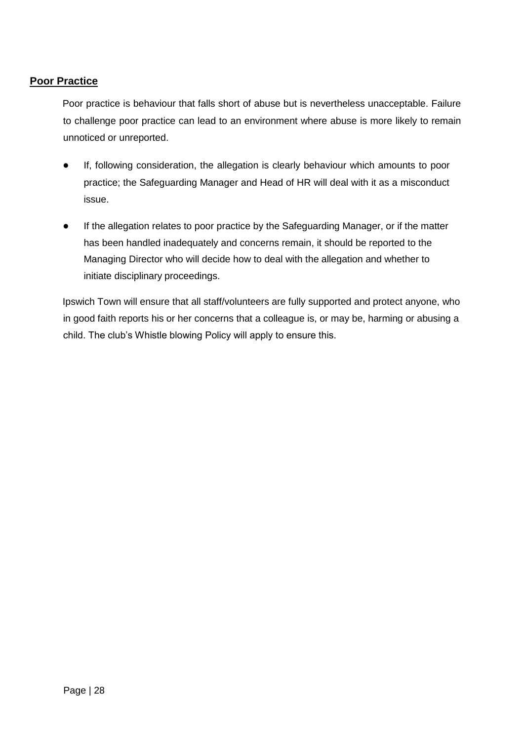## **Poor Practice**

Poor practice is behaviour that falls short of abuse but is nevertheless unacceptable. Failure to challenge poor practice can lead to an environment where abuse is more likely to remain unnoticed or unreported.

- If, following consideration, the allegation is clearly behaviour which amounts to poor practice; the Safeguarding Manager and Head of HR will deal with it as a misconduct issue.
- If the allegation relates to poor practice by the Safeguarding Manager, or if the matter has been handled inadequately and concerns remain, it should be reported to the Managing Director who will decide how to deal with the allegation and whether to initiate disciplinary proceedings.

Ipswich Town will ensure that all staff/volunteers are fully supported and protect anyone, who in good faith reports his or her concerns that a colleague is, or may be, harming or abusing a child. The club's Whistle blowing Policy will apply to ensure this.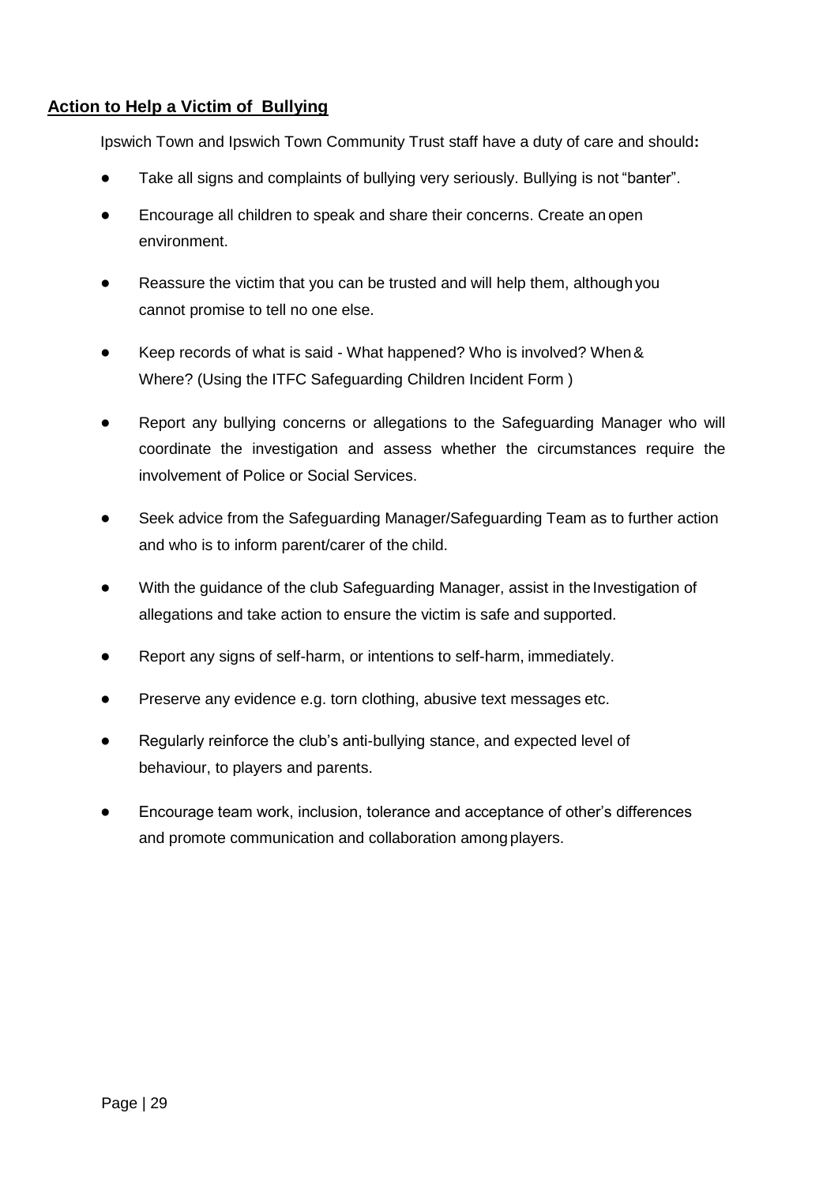## Action to Help a Victim of Bullying

Ipswich Town and Ipswich Town Community Trust staff have a duty of care and should**:**

- Take all signs and complaints of bullying very seriously. Bullying is not "banter".
- Encourage all children to speak and share their concerns. Create an open environment.
- Reassure the victim that you can be trusted and will help them, although you cannot promise to tell no one else.
- Keep records of what is said - What happened? Who is involved? When & Where? (Using the ITFC Safeguarding Children Incident Form )
- Report any bullying concerns or allegations to the Safeguarding Manager who will coordinate the investigation and assess whether the circumstances require the involvement of Police or Social Services.
- Seek advice from the Safeguarding Manager/Safeguarding Team as to further action and who is to inform parent/carer of the child.
- With the guidance of the club Safeguarding Manager, assist in the Investigation of allegations and take action to ensure the victim is safe and supported.
- Report any signs of self-harm, or intentions to self-harm, immediately.
- Preserve any evidence e.g. torn clothing, abusive text messages etc.
- Regularly reinforce the club's anti-bullying stance, and expected level of behaviour, to players and parents.
- Encourage team work, inclusion, tolerance and acceptance of other's differences and promote communication and collaboration among players.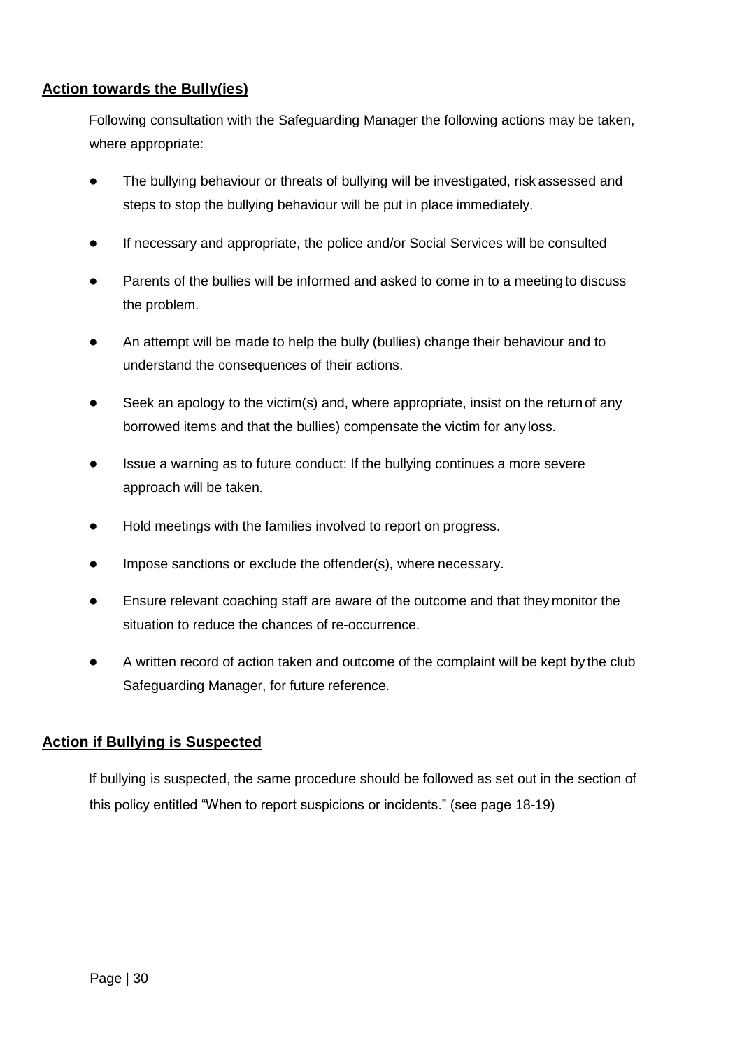**Action towards the Bully(ies)**

Following consultation with the Safeguarding Manager the following actions may be taken, where appropriate:

- The bullying behaviour or threats of bullying will be investigated, risk assessed and steps to stop the bullying behaviour will be put in place immediately.
- If necessary and appropriate, the police and/or Social Services will be consulted
- Parents of the bullies will be informed and asked to come in to a meeting to discuss the problem.
- An attempt will be made to help the bully (bullies) change their behaviour and to understand the consequences of their actions.
- Seek an apology to the victim(s) and, where appropriate, insist on the return of any borrowed items and that the bullies) compensate the victim for any loss.
- Issue a warning as to future conduct: If the bullying continues a more severe approach will be taken.
- Hold meetings with the families involved to report on progress.
- Impose sanctions or exclude the offender(s), where necessary.
- Ensure relevant coaching staff are aware of the outcome and that they monitor the situation to reduce the chances of re-occurrence.
- A written record of action taken and outcome of the complaint will be kept by the club Safeguarding Manager, for future reference.

**Action if Bullying is Suspected**

If bullying is suspected, the same procedure should be followed as set out in the section of this policy entitled "When to report suspicions or incidents." (see page 18-19)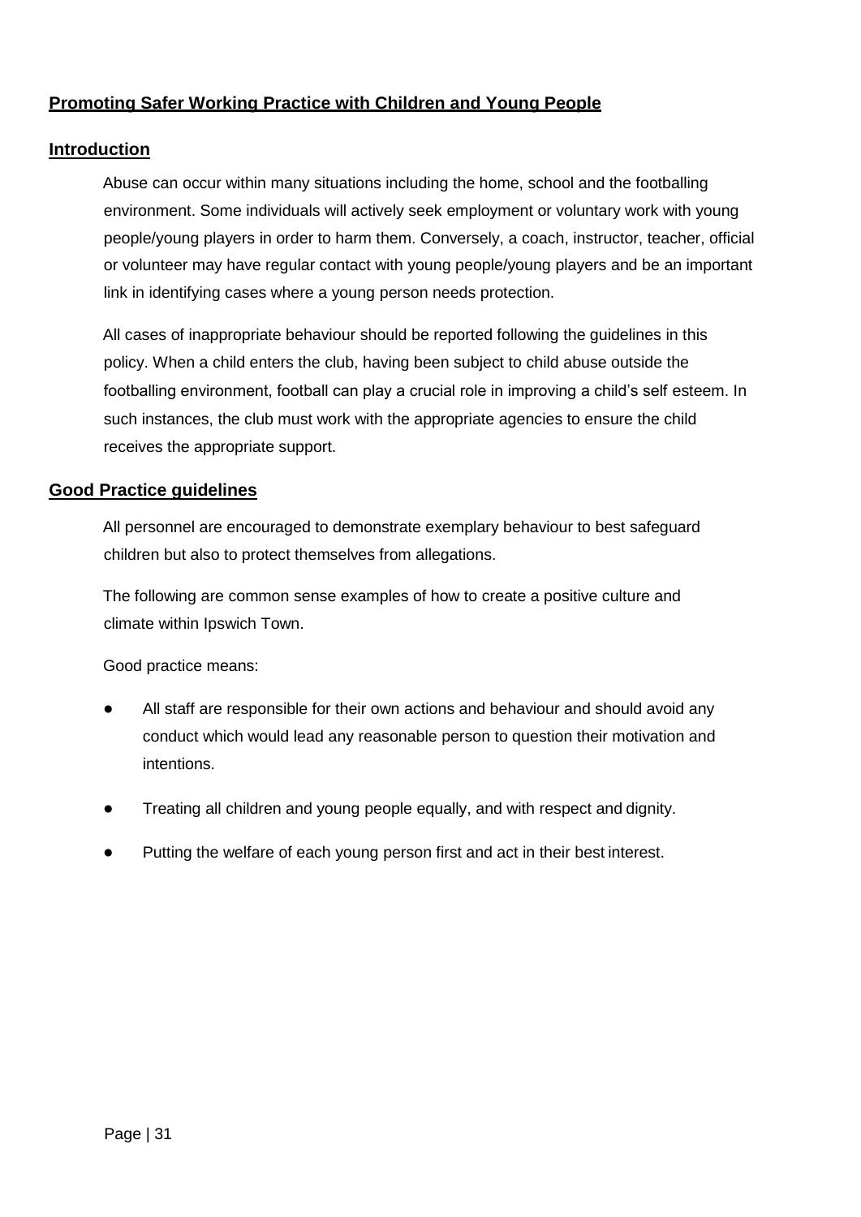## Promoting Safer Working Practice with Children and Young People

### Introduction

Abuse can occur within many situations including the home, school and the footballing environment. Some individuals will actively seek employment or voluntary work with young people/young players in order to harm them. Conversely, a coach, instructor, teacher, official or volunteer may have regular contact with young people/young players and be an important link in identifying cases where a young person needs protection.

All cases of inappropriate behaviour should be reported following the guidelines in this policy. When a child enters the club, having been subject to child abuse outside the footballing environment, football can play a crucial role in improving a child's self esteem. In such instances, the club must work with the appropriate agencies to ensure the child receives the appropriate support.

### Good Practice guidelines

All personnel are encouraged to demonstrate exemplary behaviour to best safeguard children but also to protect themselves from allegations.

The following are common sense examples of how to create a positive culture and climate within Ipswich Town.

Good practice means:

- All staff are responsible for their own actions and behaviour and should avoid any conduct which would lead any reasonable person to question their motivation and intentions.
- Treating all children and young people equally, and with respect and dignity.
- Putting the welfare of each young person first and act in their best interest.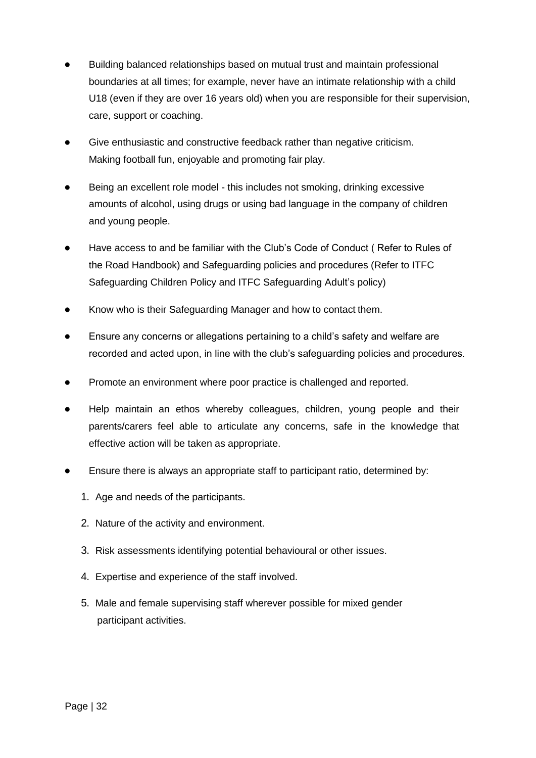- Building balanced relationships based on mutual trust and maintain professional boundaries at all times; for example, never have an intimate relationship with a child U18 (even if they are over 16 years old) when you are responsible for their supervision, care, support or coaching.
- Give enthusiastic and constructive feedback rather than negative criticism. Making football fun, enjoyable and promoting fair play.
- Being an excellent role model - this includes not smoking, drinking excessive amounts of alcohol, using drugs or using bad language in the company of children and young people.
- Have access to and be familiar with the Club's Code of Conduct ( Refer to Rules of the Road Handbook) and Safeguarding policies and procedures (Refer to ITFC Safeguarding Children Policy and ITFC Safeguarding Adult's policy)
- Know who is their Safeguarding Manager and how to contact them.
- Ensure any concerns or allegations pertaining to a child's safety and welfare are recorded and acted upon, in line with the club's safeguarding policies and procedures.
- Promote an environment where poor practice is challenged and reported.
- Help maintain an ethos whereby colleagues, children, young people and their parents/carers feel able to articulate any concerns, safe in the knowledge that effective action will be taken as appropriate.
- Ensure there is always an appropriate staff to participant ratio, determined by:
  1. Age and needs of the participants.
  2. Nature of the activity and environment.
  3. Risk assessments identifying potential behavioural or other issues.
  4. Expertise and experience of the staff involved.
  5. Male and female supervising staff wherever possible for mixed gender participant activities.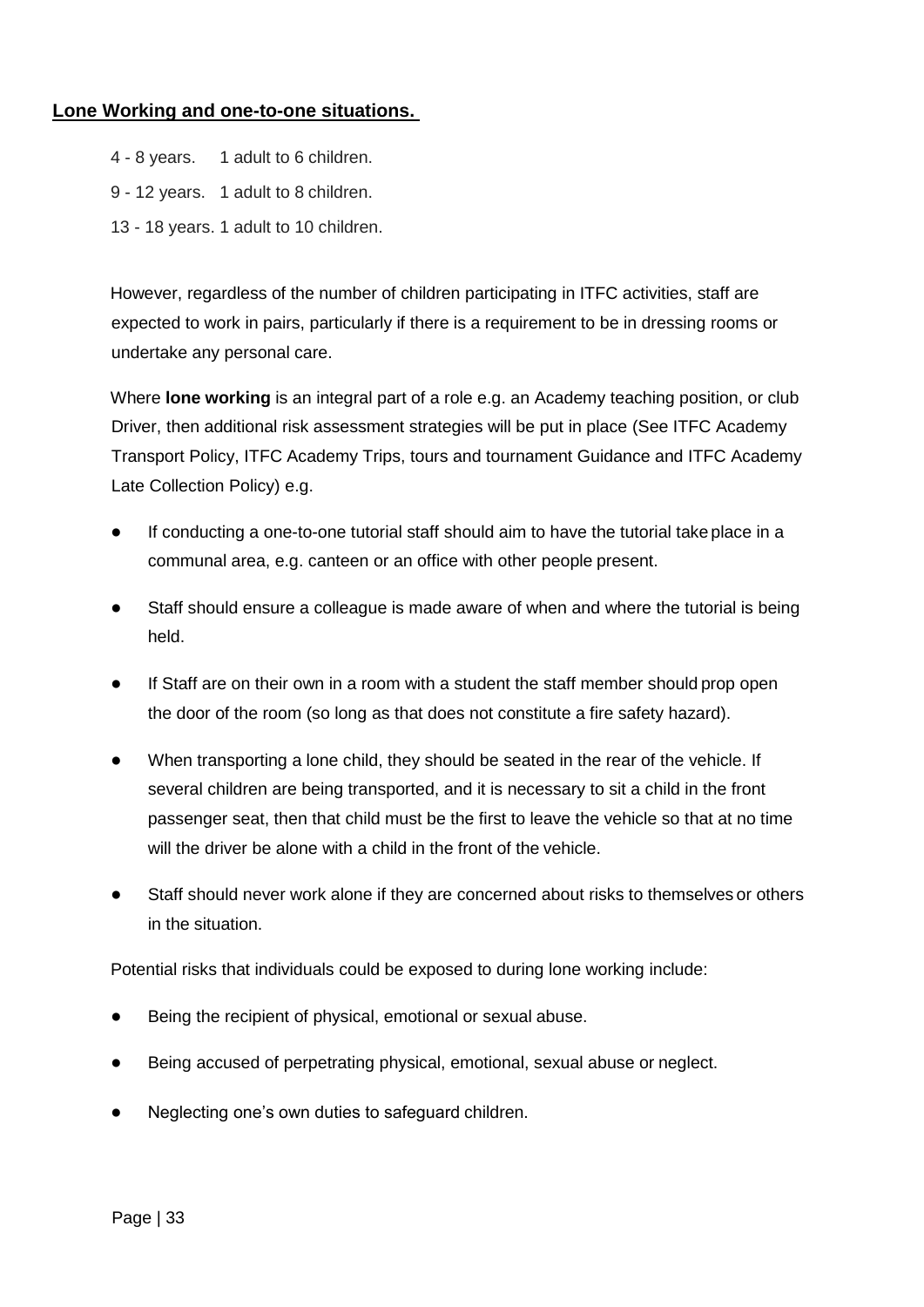## Lone Working and one-to-one situations.

4 - 8 years. 1 adult to 6 children.

9 - 12 years. 1 adult to 8 children.

13 - 18 years. 1 adult to 10 children.

However, regardless of the number of children participating in ITFC activities, staff are expected to work in pairs, particularly if there is a requirement to be in dressing rooms or undertake any personal care.

Where **lone working** is an integral part of a role e.g. an Academy teaching position, or club Driver, then additional risk assessment strategies will be put in place (See ITFC Academy Transport Policy, ITFC Academy Trips, tours and tournament Guidance and ITFC Academy Late Collection Policy) e.g.

- If conducting a one-to-one tutorial staff should aim to have the tutorial take place in a communal area, e.g. canteen or an office with other people present.
- Staff should ensure a colleague is made aware of when and where the tutorial is being held.
- If Staff are on their own in a room with a student the staff member should prop open the door of the room (so long as that does not constitute a fire safety hazard).
- When transporting a lone child, they should be seated in the rear of the vehicle. If several children are being transported, and it is necessary to sit a child in the front passenger seat, then that child must be the first to leave the vehicle so that at no time will the driver be alone with a child in the front of the vehicle.
- Staff should never work alone if they are concerned about risks to themselves or others in the situation.

Potential risks that individuals could be exposed to during lone working include:

- Being the recipient of physical, emotional or sexual abuse.
- Being accused of perpetrating physical, emotional, sexual abuse or neglect.
- Neglecting one's own duties to safeguard children.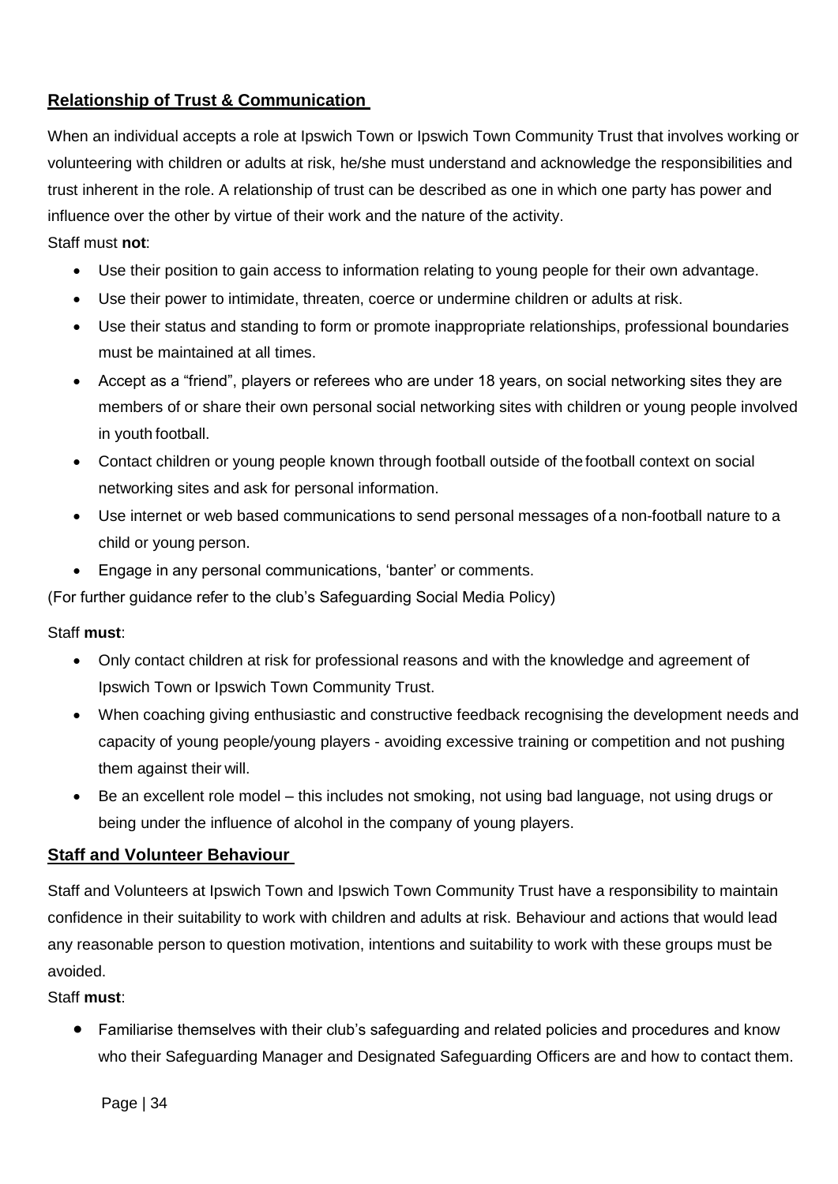## **Relationship of Trust & Communication**

When an individual accepts a role at Ipswich Town or Ipswich Town Community Trust that involves working or volunteering with children or adults at risk, he/she must understand and acknowledge the responsibilities and trust inherent in the role. A relationship of trust can be described as one in which one party has power and influence over the other by virtue of their work and the nature of the activity.

Staff must **not**:

- Use their position to gain access to information relating to young people for their own advantage.
- Use their power to intimidate, threaten, coerce or undermine children or adults at risk.
- Use their status and standing to form or promote inappropriate relationships, professional boundaries must be maintained at all times.
- Accept as a "friend", players or referees who are under 18 years, on social networking sites they are members of or share their own personal social networking sites with children or young people involved in youth football.
- Contact children or young people known through football outside of the football context on social networking sites and ask for personal information.
- Use internet or web based communications to send personal messages of a non-football nature to a child or young person.
- Engage in any personal communications, 'banter' or comments.

(For further guidance refer to the club's Safeguarding Social Media Policy)

Staff **must**:

- Only contact children at risk for professional reasons and with the knowledge and agreement of Ipswich Town or Ipswich Town Community Trust.
- When coaching giving enthusiastic and constructive feedback recognising the development needs and capacity of young people/young players - avoiding excessive training or competition and not pushing them against their will.
- Be an excellent role model – this includes not smoking, not using bad language, not using drugs or being under the influence of alcohol in the company of young players.

## **Staff and Volunteer Behaviour**

Staff and Volunteers at Ipswich Town and Ipswich Town Community Trust have a responsibility to maintain confidence in their suitability to work with children and adults at risk. Behaviour and actions that would lead any reasonable person to question motivation, intentions and suitability to work with these groups must be avoided.

Staff **must**:

- Familiarise themselves with their club's safeguarding and related policies and procedures and know who their Safeguarding Manager and Designated Safeguarding Officers are and how to contact them.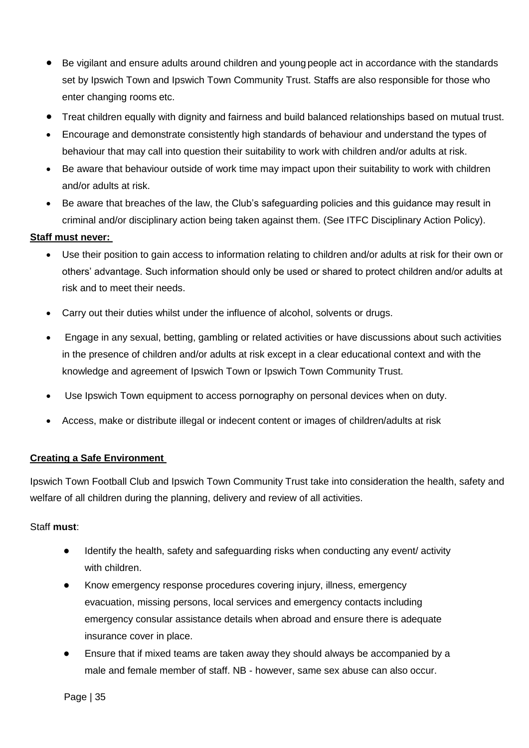- Be vigilant and ensure adults around children and young people act in accordance with the standards set by Ipswich Town and Ipswich Town Community Trust. Staffs are also responsible for those who enter changing rooms etc.
- Treat children equally with dignity and fairness and build balanced relationships based on mutual trust.
- Encourage and demonstrate consistently high standards of behaviour and understand the types of behaviour that may call into question their suitability to work with children and/or adults at risk.
- Be aware that behaviour outside of work time may impact upon their suitability to work with children and/or adults at risk.
- Be aware that breaches of the law, the Club's safeguarding policies and this guidance may result in criminal and/or disciplinary action being taken against them. (See ITFC Disciplinary Action Policy).

**Staff must never:**

- Use their position to gain access to information relating to children and/or adults at risk for their own or others' advantage. Such information should only be used or shared to protect children and/or adults at risk and to meet their needs.
- Carry out their duties whilst under the influence of alcohol, solvents or drugs.
- Engage in any sexual, betting, gambling or related activities or have discussions about such activities in the presence of children and/or adults at risk except in a clear educational context and with the knowledge and agreement of Ipswich Town or Ipswich Town Community Trust.
- Use Ipswich Town equipment to access pornography on personal devices when on duty.
- Access, make or distribute illegal or indecent content or images of children/adults at risk

**Creating a Safe Environment**

Ipswich Town Football Club and Ipswich Town Community Trust take into consideration the health, safety and welfare of all children during the planning, delivery and review of all activities.

Staff **must**:

- Identify the health, safety and safeguarding risks when conducting any event/ activity with children.
- Know emergency response procedures covering injury, illness, emergency evacuation, missing persons, local services and emergency contacts including emergency consular assistance details when abroad and ensure there is adequate insurance cover in place.
- Ensure that if mixed teams are taken away they should always be accompanied by a male and female member of staff. NB - however, same sex abuse can also occur.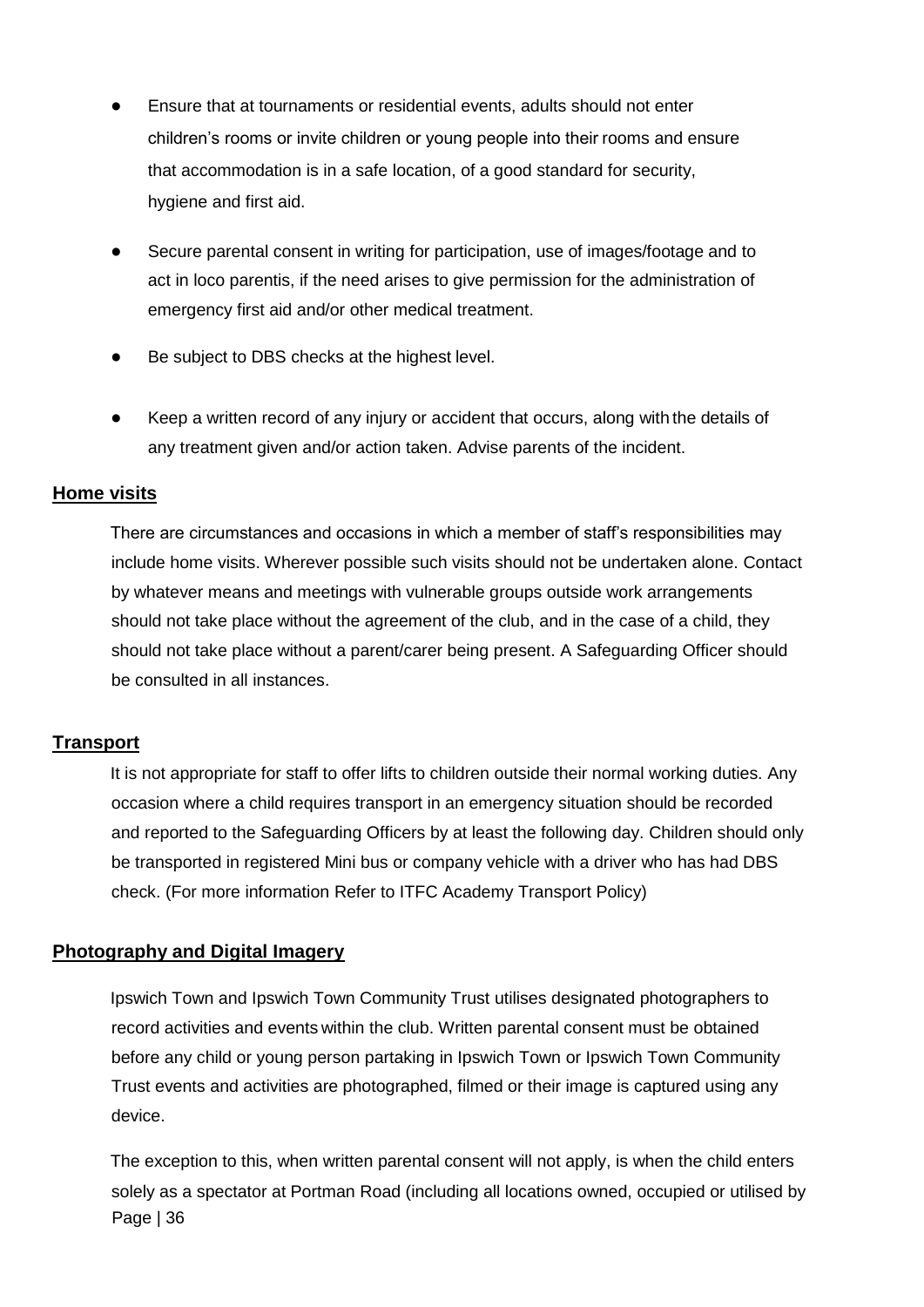- Ensure that at tournaments or residential events, adults should not enter children's rooms or invite children or young people into their rooms and ensure that accommodation is in a safe location, of a good standard for security, hygiene and first aid.
- Secure parental consent in writing for participation, use of images/footage and to act in loco parentis, if the need arises to give permission for the administration of emergency first aid and/or other medical treatment.
- Be subject to DBS checks at the highest level.
- Keep a written record of any injury or accident that occurs, along with the details of any treatment given and/or action taken. Advise parents of the incident.

## Home visits

There are circumstances and occasions in which a member of staff's responsibilities may include home visits. Wherever possible such visits should not be undertaken alone. Contact by whatever means and meetings with vulnerable groups outside work arrangements should not take place without the agreement of the club, and in the case of a child, they should not take place without a parent/carer being present. A Safeguarding Officer should be consulted in all instances.

## Transport

It is not appropriate for staff to offer lifts to children outside their normal working duties. Any occasion where a child requires transport in an emergency situation should be recorded and reported to the Safeguarding Officers by at least the following day. Children should only be transported in registered Mini bus or company vehicle with a driver who has had DBS check. (For more information Refer to ITFC Academy Transport Policy)

## Photography and Digital Imagery

Ipswich Town and Ipswich Town Community Trust utilises designated photographers to record activities and events within the club. Written parental consent must be obtained before any child or young person partaking in Ipswich Town or Ipswich Town Community Trust events and activities are photographed, filmed or their image is captured using any device.

The exception to this, when written parental consent will not apply, is when the child enters solely as a spectator at Portman Road (including all locations owned, occupied or utilised by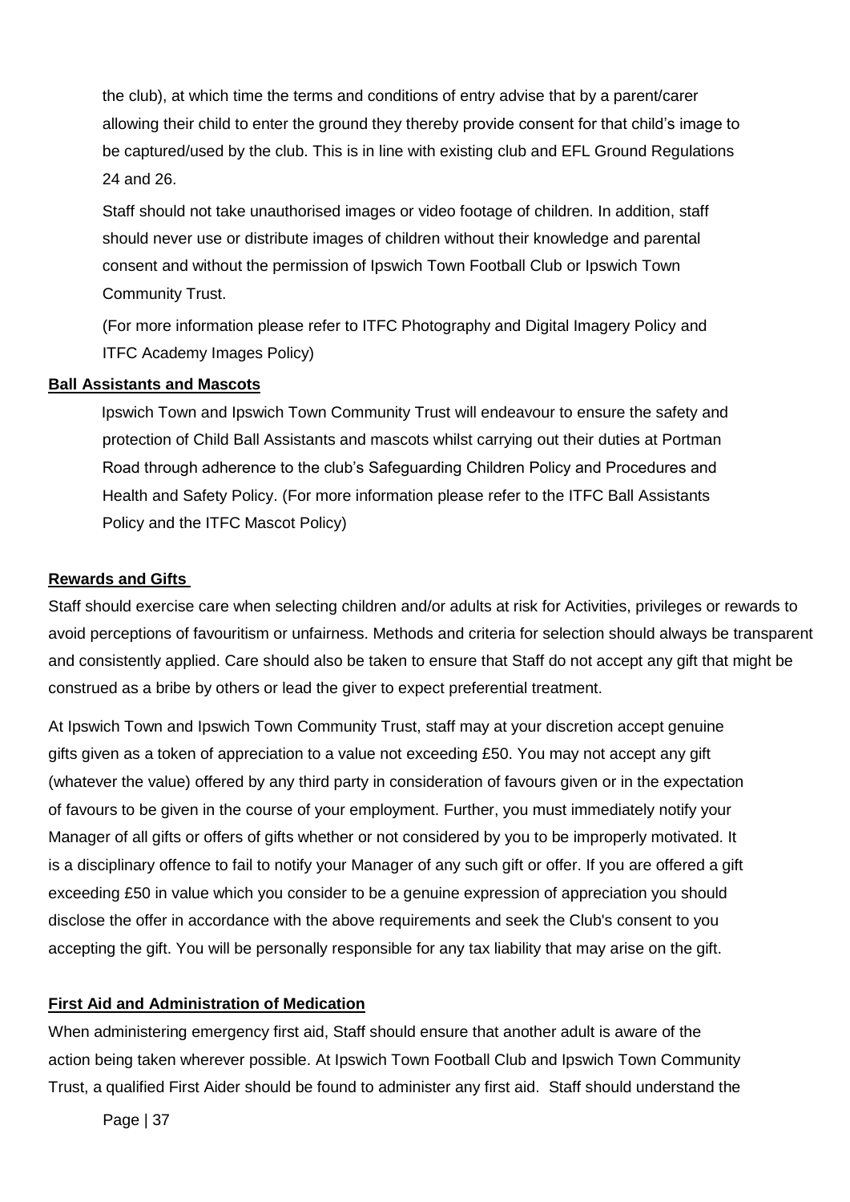the club), at which time the terms and conditions of entry advise that by a parent/carer allowing their child to enter the ground they thereby provide consent for that child's image to be captured/used by the club. This is in line with existing club and EFL Ground Regulations 24 and 26.

Staff should not take unauthorised images or video footage of children. In addition, staff should never use or distribute images of children without their knowledge and parental consent and without the permission of Ipswich Town Football Club or Ipswich Town Community Trust.

(For more information please refer to ITFC Photography and Digital Imagery Policy and ITFC Academy Images Policy)

**Ball Assistants and Mascots**

Ipswich Town and Ipswich Town Community Trust will endeavour to ensure the safety and protection of Child Ball Assistants and mascots whilst carrying out their duties at Portman Road through adherence to the club's Safeguarding Children Policy and Procedures and Health and Safety Policy. (For more information please refer to the ITFC Ball Assistants Policy and the ITFC Mascot Policy)

**Rewards and Gifts**

Staff should exercise care when selecting children and/or adults at risk for Activities, privileges or rewards to avoid perceptions of favouritism or unfairness. Methods and criteria for selection should always be transparent and consistently applied. Care should also be taken to ensure that Staff do not accept any gift that might be construed as a bribe by others or lead the giver to expect preferential treatment.

At Ipswich Town and Ipswich Town Community Trust, staff may at your discretion accept genuine gifts given as a token of appreciation to a value not exceeding £50. You may not accept any gift (whatever the value) offered by any third party in consideration of favours given or in the expectation of favours to be given in the course of your employment. Further, you must immediately notify your Manager of all gifts or offers of gifts whether or not considered by you to be improperly motivated. It is a disciplinary offence to fail to notify your Manager of any such gift or offer. If you are offered a gift exceeding £50 in value which you consider to be a genuine expression of appreciation you should disclose the offer in accordance with the above requirements and seek the Club's consent to you accepting the gift. You will be personally responsible for any tax liability that may arise on the gift.

**First Aid and Administration of Medication**

When administering emergency first aid, Staff should ensure that another adult is aware of the action being taken wherever possible. At Ipswich Town Football Club and Ipswich Town Community Trust, a qualified First Aider should be found to administer any first aid. Staff should understand the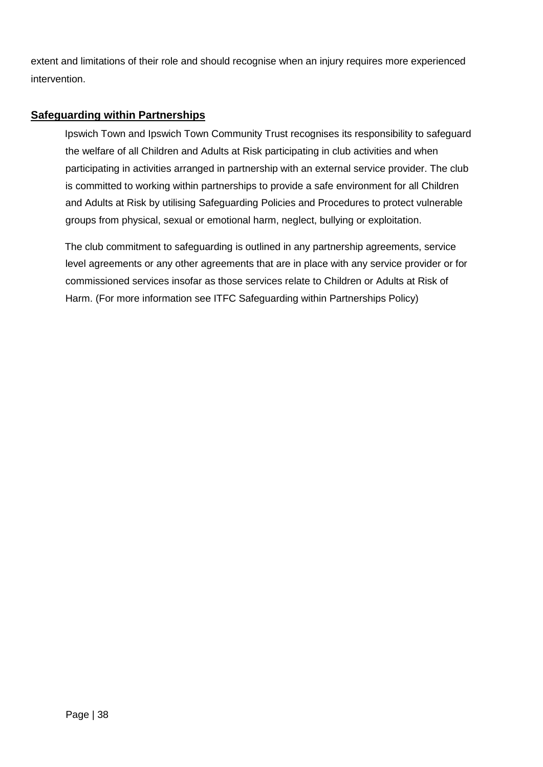extent and limitations of their role and should recognise when an injury requires more experienced intervention.

## **Safeguarding within Partnerships**

Ipswich Town and Ipswich Town Community Trust recognises its responsibility to safeguard the welfare of all Children and Adults at Risk participating in club activities and when participating in activities arranged in partnership with an external service provider. The club is committed to working within partnerships to provide a safe environment for all Children and Adults at Risk by utilising Safeguarding Policies and Procedures to protect vulnerable groups from physical, sexual or emotional harm, neglect, bullying or exploitation.

The club commitment to safeguarding is outlined in any partnership agreements, service level agreements or any other agreements that are in place with any service provider or for commissioned services insofar as those services relate to Children or Adults at Risk of Harm. (For more information see ITFC Safeguarding within Partnerships Policy)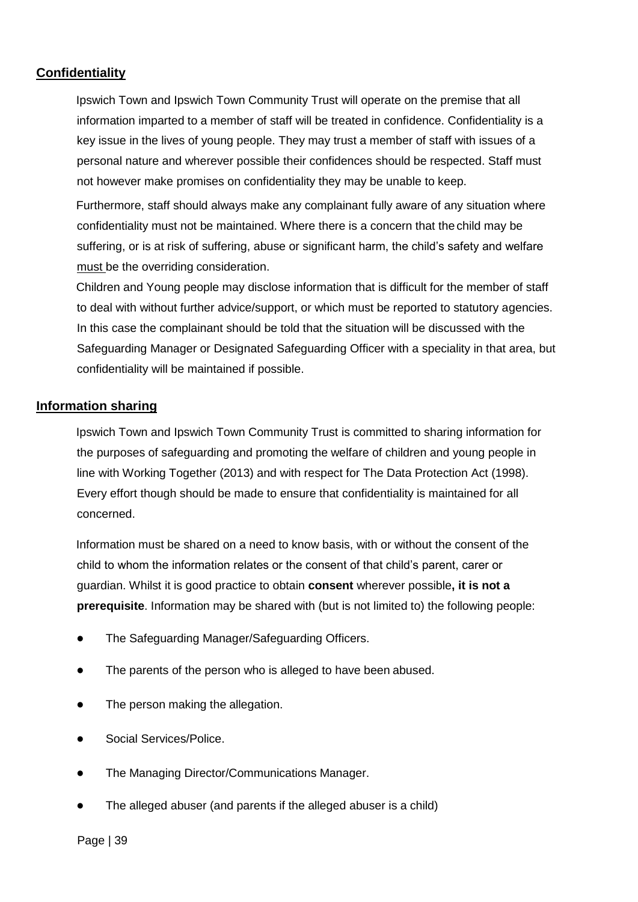## Confidentiality

Ipswich Town and Ipswich Town Community Trust will operate on the premise that all information imparted to a member of staff will be treated in confidence. Confidentiality is a key issue in the lives of young people. They may trust a member of staff with issues of a personal nature and wherever possible their confidences should be respected. Staff must not however make promises on confidentiality they may be unable to keep.

Furthermore, staff should always make any complainant fully aware of any situation where confidentiality must not be maintained. Where there is a concern that the child may be suffering, or is at risk of suffering, abuse or significant harm, the child's safety and welfare must be the overriding consideration.

Children and Young people may disclose information that is difficult for the member of staff to deal with without further advice/support, or which must be reported to statutory agencies. In this case the complainant should be told that the situation will be discussed with the Safeguarding Manager or Designated Safeguarding Officer with a speciality in that area, but confidentiality will be maintained if possible.

## Information sharing

Ipswich Town and Ipswich Town Community Trust is committed to sharing information for the purposes of safeguarding and promoting the welfare of children and young people in line with Working Together (2013) and with respect for The Data Protection Act (1998). Every effort though should be made to ensure that confidentiality is maintained for all concerned.

Information must be shared on a need to know basis, with or without the consent of the child to whom the information relates or the consent of that child's parent, carer or guardian. Whilst it is good practice to obtain **consent** wherever possible**, it is not a prerequisite**. Information may be shared with (but is not limited to) the following people:

- The Safeguarding Manager/Safeguarding Officers.
- The parents of the person who is alleged to have been abused.
- The person making the allegation.
- Social Services/Police.
- The Managing Director/Communications Manager.
- The alleged abuser (and parents if the alleged abuser is a child)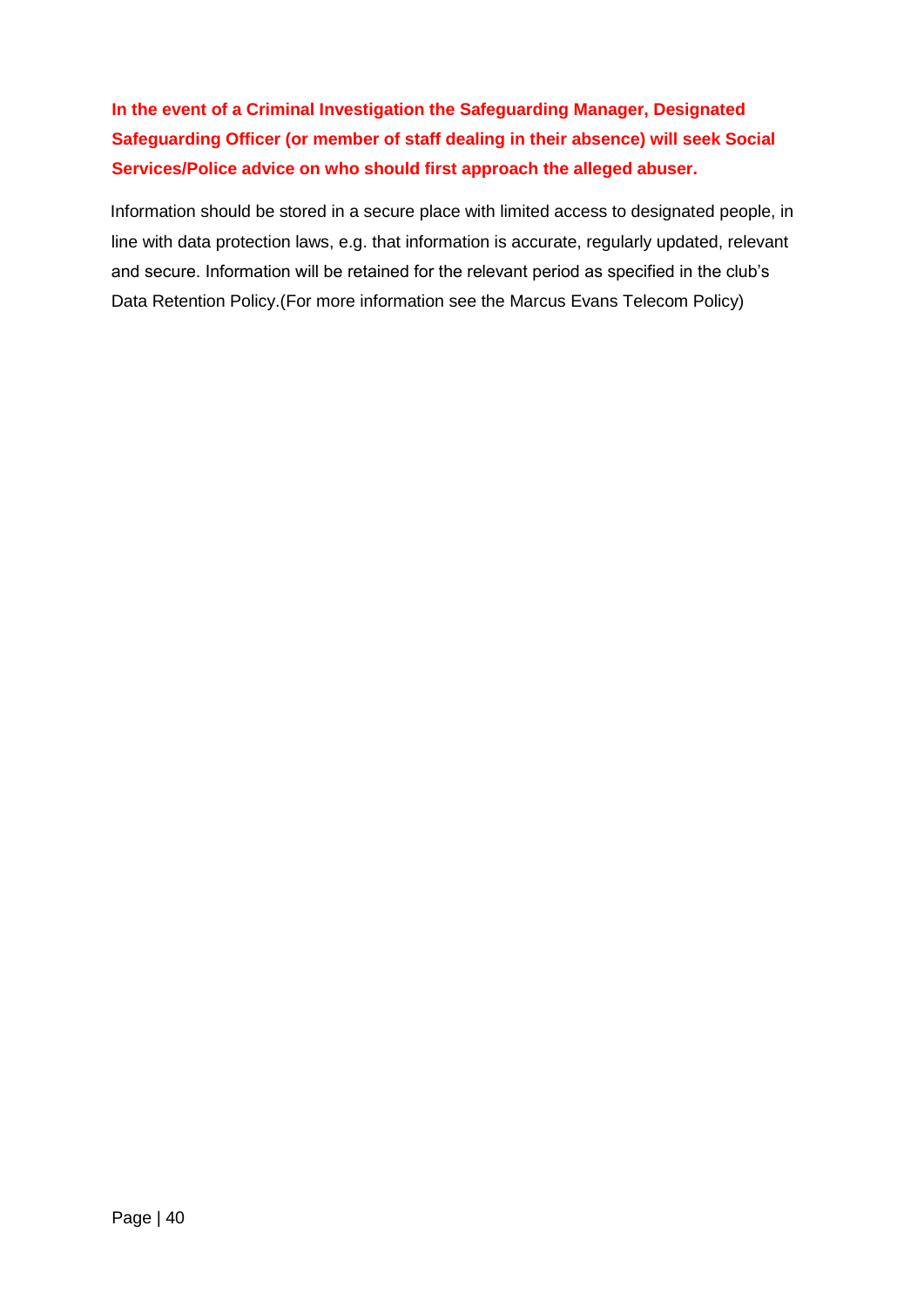**In the event of a Criminal Investigation the Safeguarding Manager, Designated Safeguarding Officer (or member of staff dealing in their absence) will seek Social Services/Police advice on who should first approach the alleged abuser.**

Information should be stored in a secure place with limited access to designated people, in line with data protection laws, e.g. that information is accurate, regularly updated, relevant and secure. Information will be retained for the relevant period as specified in the club's Data Retention Policy.(For more information see the Marcus Evans Telecom Policy)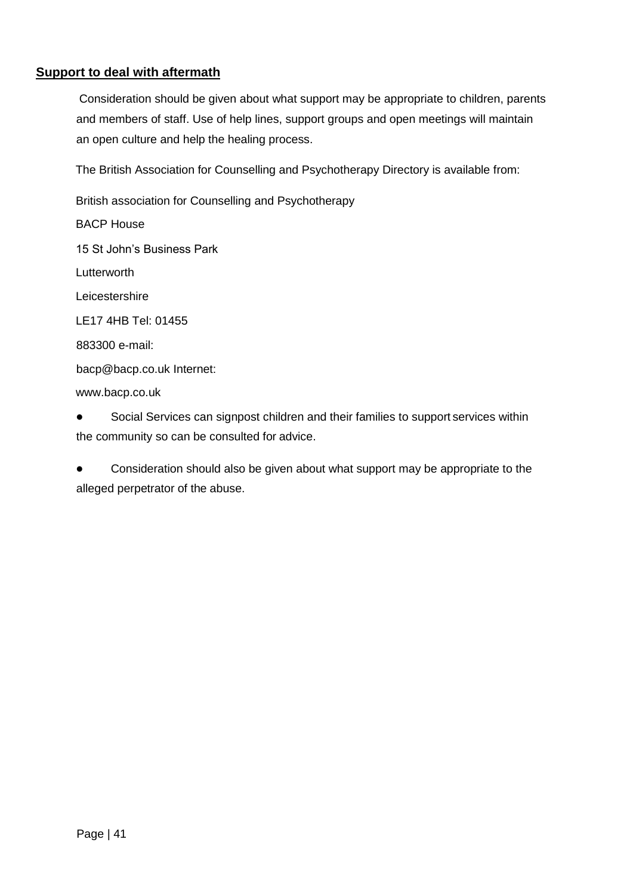## **Support to deal with aftermath**

Consideration should be given about what support may be appropriate to children, parents and members of staff. Use of help lines, support groups and open meetings will maintain an open culture and help the healing process.

The British Association for Counselling and Psychotherapy Directory is available from:

British association for Counselling and Psychotherapy

BACP House

15 St John's Business Park

Lutterworth

Leicestershire

LE17 4HB Tel: 01455

883300 e-mail:

bacp@bacp.co.uk Internet:

www.bacp.co.uk

- Social Services can signpost children and their families to support services within the community so can be consulted for advice.

- Consideration should also be given about what support may be appropriate to the alleged perpetrator of the abuse.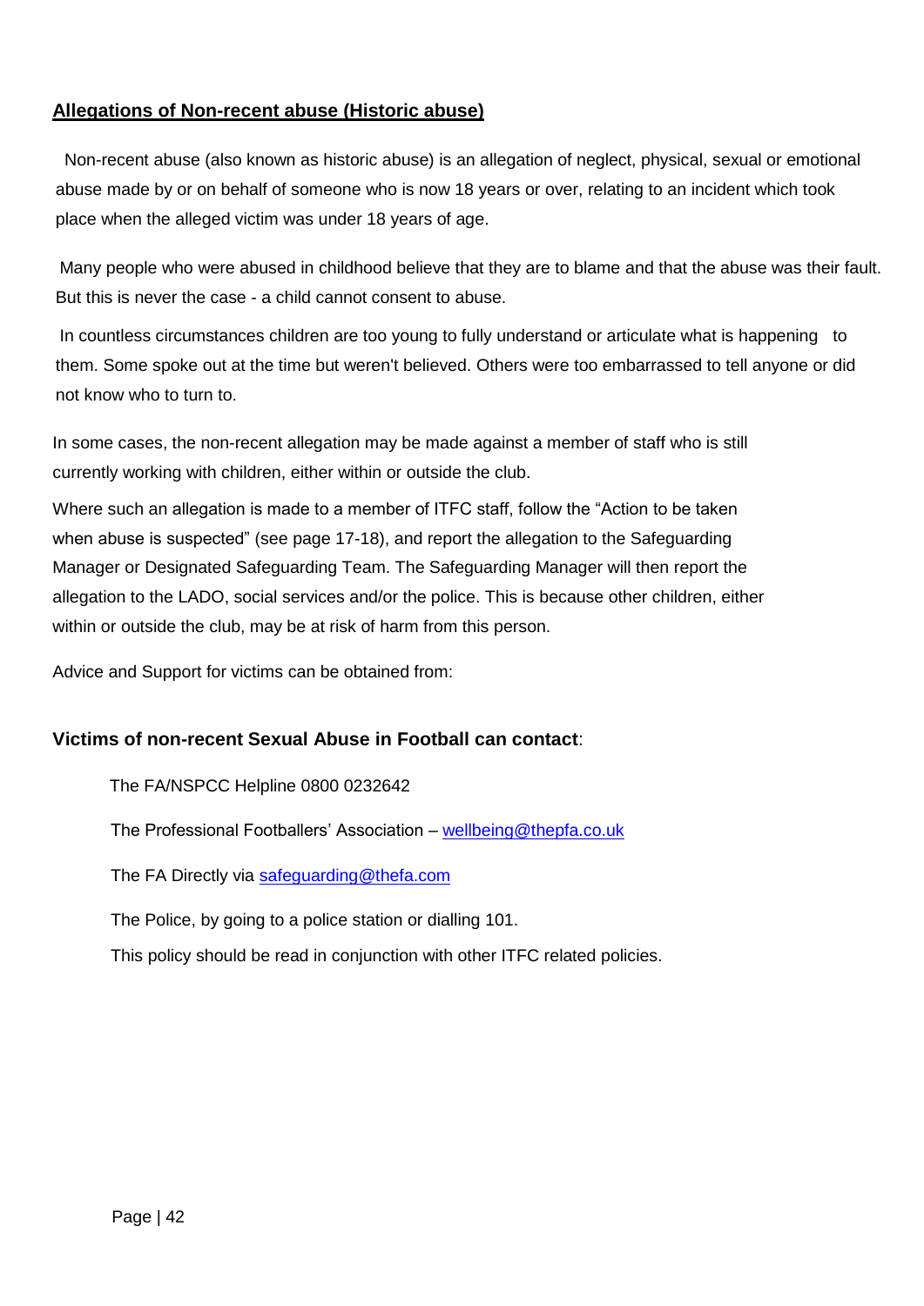## Allegations of Non-recent abuse (Historic abuse)

Non-recent abuse (also known as historic abuse) is an allegation of neglect, physical, sexual or emotional abuse made by or on behalf of someone who is now 18 years or over, relating to an incident which took place when the alleged victim was under 18 years of age.

Many people who were abused in childhood believe that they are to blame and that the abuse was their fault. But this is never the case - a child cannot consent to abuse.

In countless circumstances children are too young to fully understand or articulate what is happening to them. Some spoke out at the time but weren't believed. Others were too embarrassed to tell anyone or did not know who to turn to.

In some cases, the non-recent allegation may be made against a member of staff who is still currently working with children, either within or outside the club.

Where such an allegation is made to a member of ITFC staff, follow the "Action to be taken when abuse is suspected" (see page 17-18), and report the allegation to the Safeguarding Manager or Designated Safeguarding Team. The Safeguarding Manager will then report the allegation to the LADO, social services and/or the police. This is because other children, either within or outside the club, may be at risk of harm from this person.

Advice and Support for victims can be obtained from:

**Victims of non-recent Sexual Abuse in Football can contact**:

The FA/NSPCC Helpline 0800 0232642

The Professional Footballers' Association – wellbeing@thepfa.co.uk

The FA Directly via safeguarding@thefa.com

The Police, by going to a police station or dialling 101.

This policy should be read in conjunction with other ITFC related policies.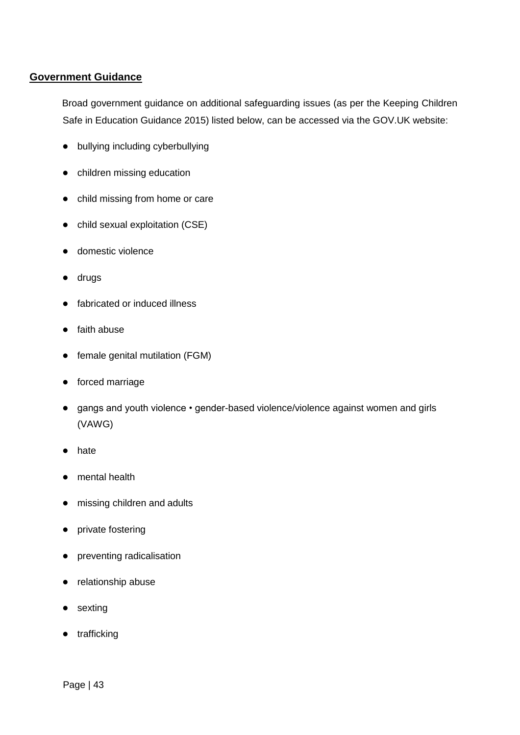## Government Guidance

Broad government guidance on additional safeguarding issues (as per the Keeping Children Safe in Education Guidance 2015) listed below, can be accessed via the GOV.UK website:

- bullying including cyberbullying
- children missing education
- child missing from home or care
- child sexual exploitation (CSE)
- domestic violence
- drugs
- fabricated or induced illness
- faith abuse
- female genital mutilation (FGM)
- forced marriage
- gangs and youth violence • gender-based violence/violence against women and girls (VAWG)
- hate
- mental health
- missing children and adults
- private fostering
- preventing radicalisation
- relationship abuse
- sexting
- trafficking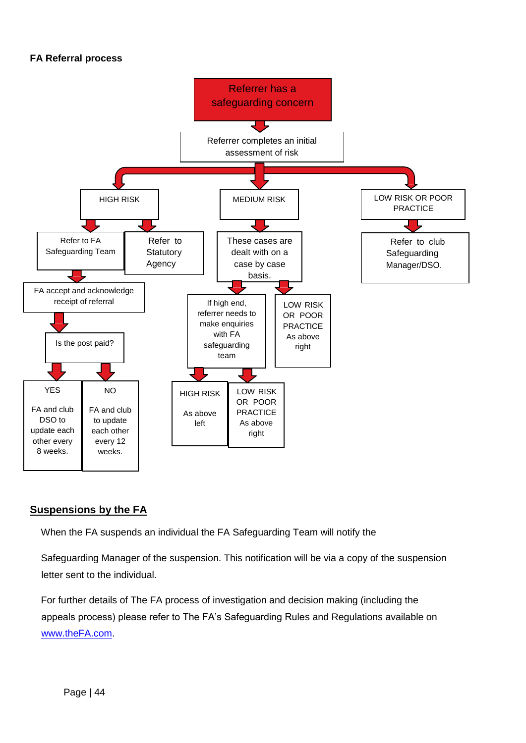**FA Referral process**

Referrer has a safeguarding concern

Referrer completes an initial assessment of risk

HIGH RISK

Refer to FA Safeguarding Team

Refer to Statutory Agency

FA accept and acknowledge receipt of referral

Is the post paid?

YES

FA and club DSO to update each other every 8 weeks.

NO

FA and club to update each other every 12 weeks.

MEDIUM RISK

These cases are dealt with on a case by case basis.

If high end, referrer needs to make enquiries with FA safeguarding team

HIGH RISK

As above left

LOW RISK OR POOR PRACTICE

As above right

LOW RISK OR POOR PRACTICE

As above right

LOW RISK OR POOR PRACTICE

Refer to club Safeguarding Manager/DSO.

## Suspensions by the FA

When the FA suspends an individual the FA Safeguarding Team will notify the

Safeguarding Manager of the suspension. This notification will be via a copy of the suspension letter sent to the individual.

For further details of The FA process of investigation and decision making (including the appeals process) please refer to The FA's Safeguarding Rules and Regulations available on www.theFA.com.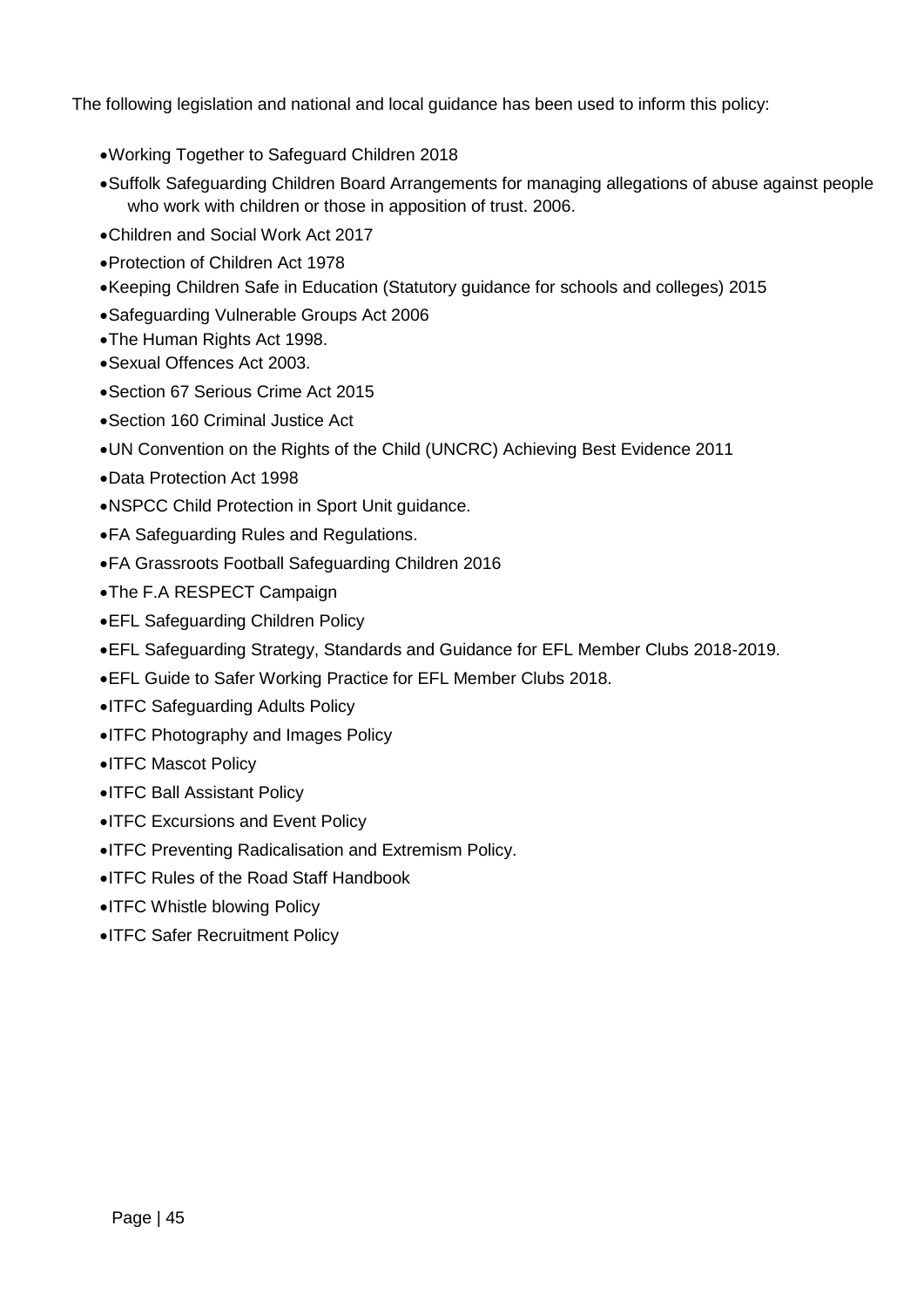The following legislation and national and local guidance has been used to inform this policy:

- Working Together to Safeguard Children 2018
- Suffolk Safeguarding Children Board Arrangements for managing allegations of abuse against people who work with children or those in apposition of trust. 2006.
- Children and Social Work Act 2017
- Protection of Children Act 1978
- Keeping Children Safe in Education (Statutory guidance for schools and colleges) 2015
- Safeguarding Vulnerable Groups Act 2006
- The Human Rights Act 1998.
- Sexual Offences Act 2003.
- Section 67 Serious Crime Act 2015
- Section 160 Criminal Justice Act
- UN Convention on the Rights of the Child (UNCRC) Achieving Best Evidence 2011
- Data Protection Act 1998
- NSPCC Child Protection in Sport Unit guidance.
- FA Safeguarding Rules and Regulations.
- FA Grassroots Football Safeguarding Children 2016
- The F.A RESPECT Campaign
- EFL Safeguarding Children Policy
- EFL Safeguarding Strategy, Standards and Guidance for EFL Member Clubs 2018-2019.
- EFL Guide to Safer Working Practice for EFL Member Clubs 2018.
- ITFC Safeguarding Adults Policy
- ITFC Photography and Images Policy
- ITFC Mascot Policy
- ITFC Ball Assistant Policy
- ITFC Excursions and Event Policy
- ITFC Preventing Radicalisation and Extremism Policy.
- ITFC Rules of the Road Staff Handbook
- ITFC Whistle blowing Policy
- ITFC Safer Recruitment Policy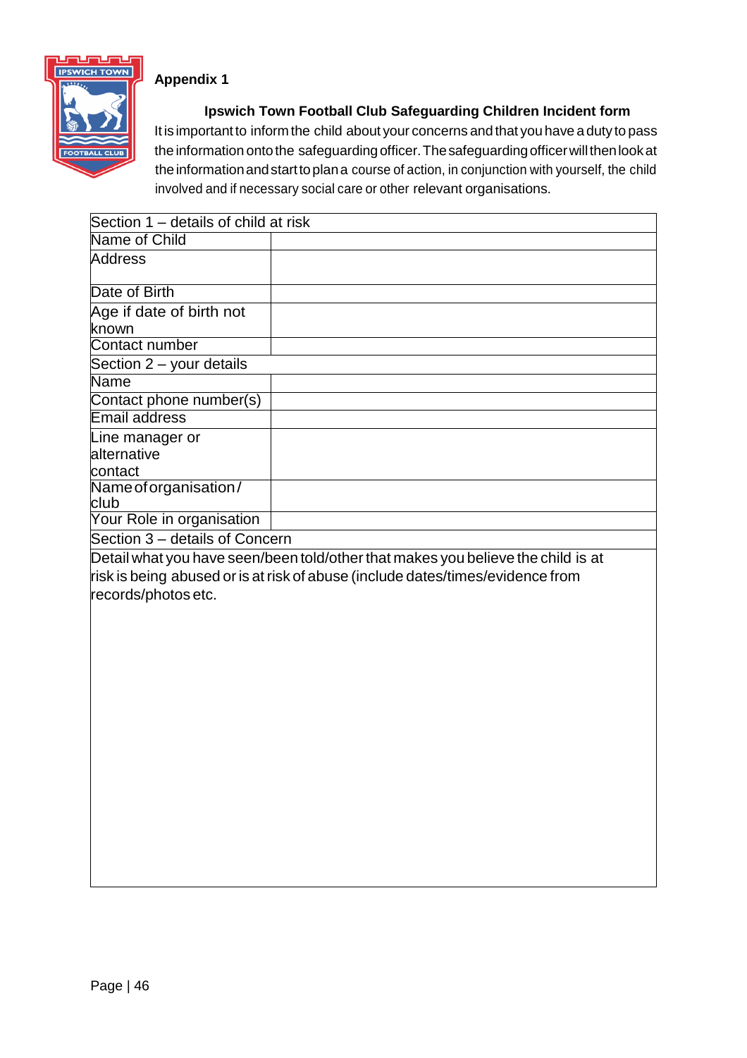**Appendix 1**

## Ipswich Town Football Club Safeguarding Children Incident form

It is important to inform the child about your concerns and that you have a duty to pass the information onto the safeguarding officer. The safeguarding officer will then look at the information and start to plan a course of action, in conjunction with yourself, the child involved and if necessary social care or other relevant organisations.

| Section 1 – details of child at risk | |
|---|---|
| Name of Child | |
| Address | |
| Date of Birth | |
| Age if date of birth not known | |
| Contact number | |
| **Section 2 – your details** | |
| Name | |
| Contact phone number(s) | |
| Email address | |
| Line manager or alternative contact | |
| Name of organisation / club | |
| Your Role in organisation | |
| **Section 3 – details of Concern** | |
| Detail what you have seen/been told/other that makes you believe the child is at risk is being abused or is at risk of abuse (include dates/times/evidence from records/photos etc. | |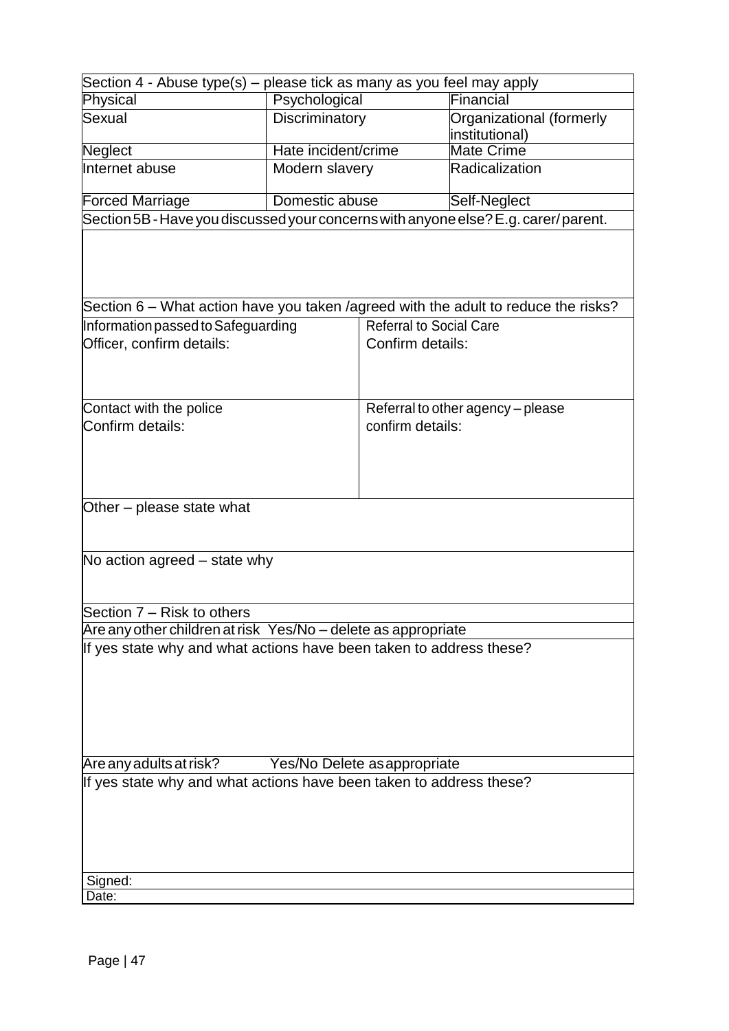| Section 4 - Abuse type(s) – please tick as many as you feel may apply | | |
|---|---|---|
| Physical | Psychological | Financial |
| Sexual | Discriminatory | Organizational (formerly institutional) |
| Neglect | Hate incident/crime | Mate Crime |
| Internet abuse | Modern slavery | Radicalization |
| Forced Marriage | Domestic abuse | Self-Neglect |

| Section 5B - Have you discussed your concerns with anyone else? E.g. carer/parent. |
|---|
| |

| Section 6 – What action have you taken /agreed with the adult to reduce the risks? | |
|---|---|
| Information passed to Safeguarding Officer, confirm details: | Referral to Social Care<br>Confirm details: |
| Contact with the police<br>Confirm details: | Referral to other agency – please confirm details: |
| Other – please state what | |
| No action agreed – state why | |

| Section 7 – Risk to others |
|---|
| Are any other children at risk Yes/No – delete as appropriate |
| If yes state why and what actions have been taken to address these? |
| Are any adults at risk? Yes/No Delete as appropriate |
| If yes state why and what actions have been taken to address these? |
| Signed: |
| Date: |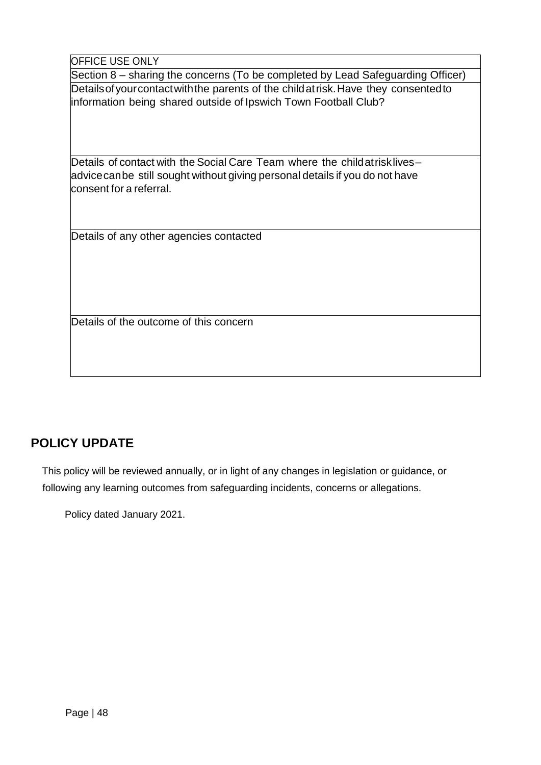| OFFICE USE ONLY |
|---|
| Section 8 – sharing the concerns (To be completed by Lead Safeguarding Officer) |
| Details of your contact with the parents of the child at risk. Have they consented to information being shared outside of Ipswich Town Football Club? |
| Details of contact with the Social Care Team where the child at risk lives – advice can be still sought without giving personal details if you do not have consent for a referral. |
| Details of any other agencies contacted |
| Details of the outcome of this concern |

## POLICY UPDATE

This policy will be reviewed annually, or in light of any changes in legislation or guidance, or following any learning outcomes from safeguarding incidents, concerns or allegations.

Policy dated January 2021.